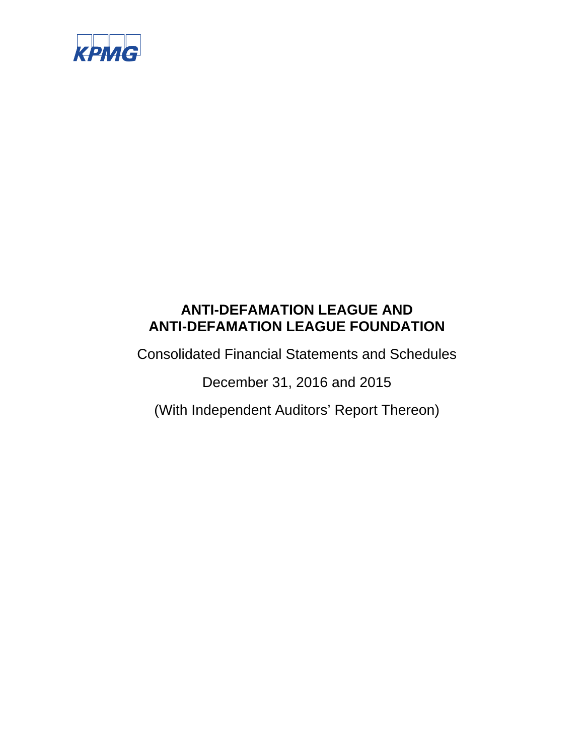KPMG

# ANTI-DEFAMATION LEAGUE AND ANTI-DEFAMATION LEAGUE FOUNDATION

Consolidated Financial Statements and Schedules

December 31, 2016 and 2015

(With Independent Auditors' Report Thereon)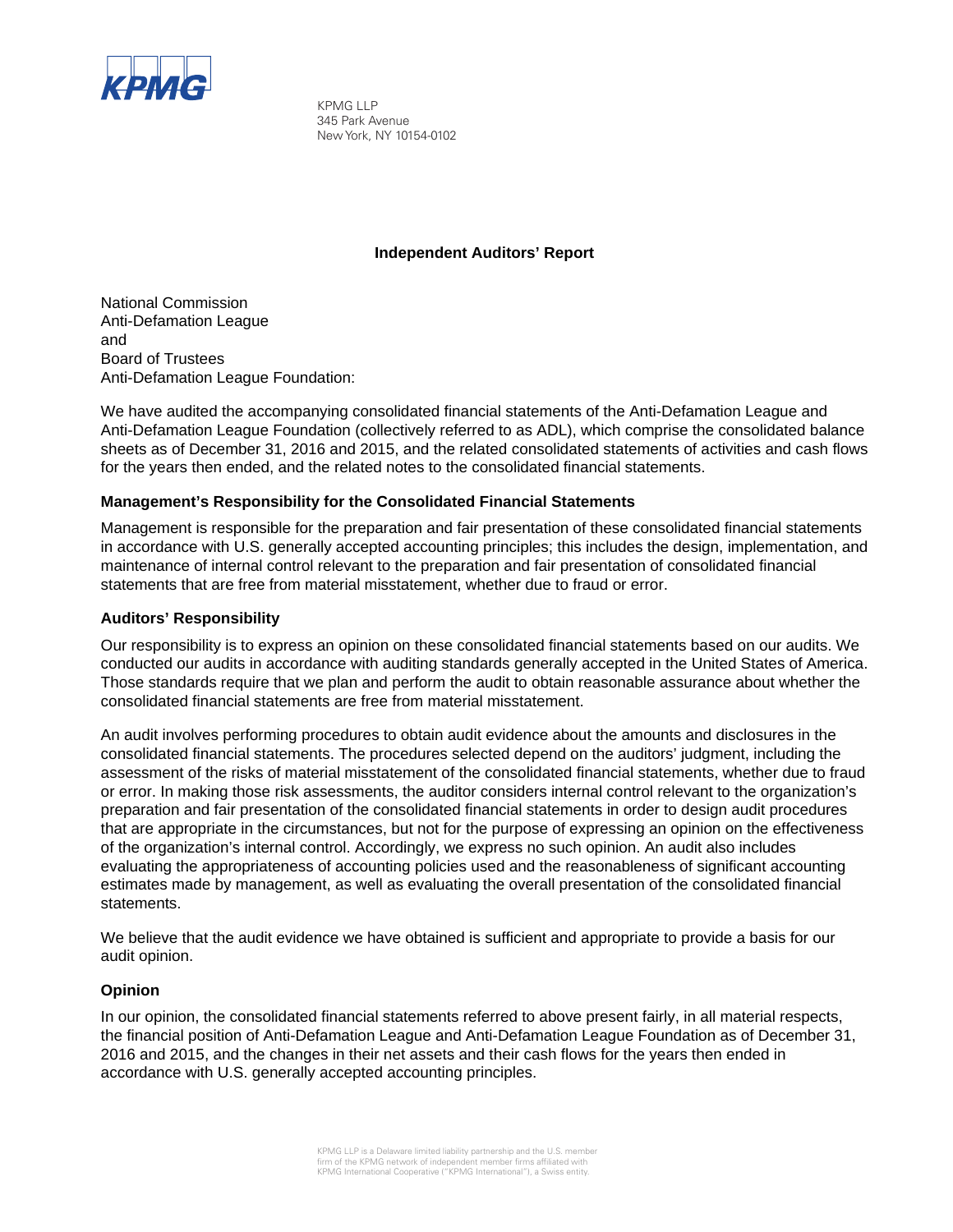KPMG

KPMG LLP
345 Park Avenue
New York, NY 10154-0102

## Independent Auditors' Report

National Commission
Anti-Defamation League
and
Board of Trustees
Anti-Defamation League Foundation:

We have audited the accompanying consolidated financial statements of the Anti-Defamation League and Anti-Defamation League Foundation (collectively referred to as ADL), which comprise the consolidated balance sheets as of December 31, 2016 and 2015, and the related consolidated statements of activities and cash flows for the years then ended, and the related notes to the consolidated financial statements.

### Management's Responsibility for the Consolidated Financial Statements

Management is responsible for the preparation and fair presentation of these consolidated financial statements in accordance with U.S. generally accepted accounting principles; this includes the design, implementation, and maintenance of internal control relevant to the preparation and fair presentation of consolidated financial statements that are free from material misstatement, whether due to fraud or error.

### Auditors' Responsibility

Our responsibility is to express an opinion on these consolidated financial statements based on our audits. We conducted our audits in accordance with auditing standards generally accepted in the United States of America. Those standards require that we plan and perform the audit to obtain reasonable assurance about whether the consolidated financial statements are free from material misstatement.

An audit involves performing procedures to obtain audit evidence about the amounts and disclosures in the consolidated financial statements. The procedures selected depend on the auditors' judgment, including the assessment of the risks of material misstatement of the consolidated financial statements, whether due to fraud or error. In making those risk assessments, the auditor considers internal control relevant to the organization's preparation and fair presentation of the consolidated financial statements in order to design audit procedures that are appropriate in the circumstances, but not for the purpose of expressing an opinion on the effectiveness of the organization's internal control. Accordingly, we express no such opinion. An audit also includes evaluating the appropriateness of accounting policies used and the reasonableness of significant accounting estimates made by management, as well as evaluating the overall presentation of the consolidated financial statements.

We believe that the audit evidence we have obtained is sufficient and appropriate to provide a basis for our audit opinion.

### Opinion

In our opinion, the consolidated financial statements referred to above present fairly, in all material respects, the financial position of Anti-Defamation League and Anti-Defamation League Foundation as of December 31, 2016 and 2015, and the changes in their net assets and their cash flows for the years then ended in accordance with U.S. generally accepted accounting principles.

KPMG LLP is a Delaware limited liability partnership and the U.S. member firm of the KPMG network of independent member firms affiliated with KPMG International Cooperative ("KPMG International"), a Swiss entity.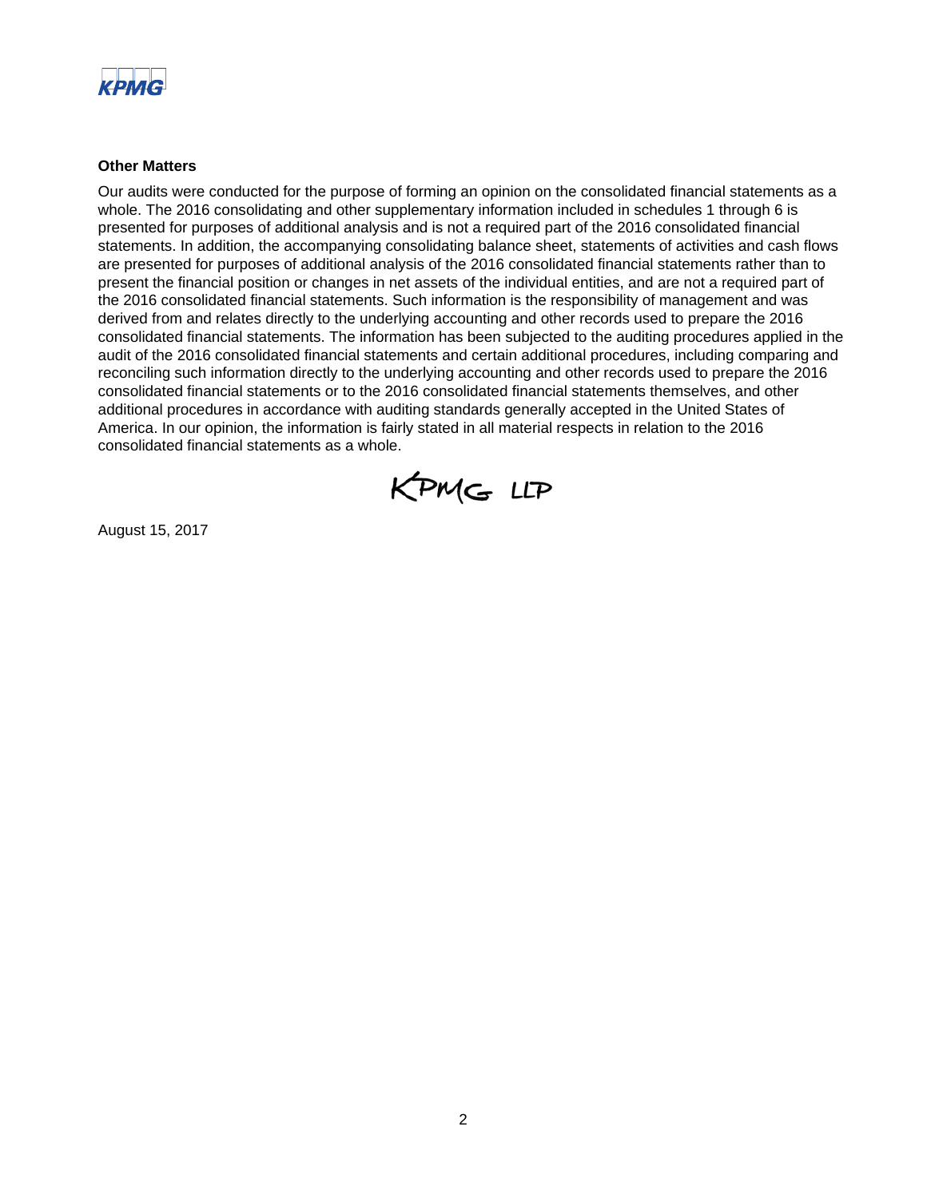### Other Matters

Our audits were conducted for the purpose of forming an opinion on the consolidated financial statements as a whole. The 2016 consolidating and other supplementary information included in schedules 1 through 6 is presented for purposes of additional analysis and is not a required part of the 2016 consolidated financial statements. In addition, the accompanying consolidating balance sheet, statements of activities and cash flows are presented for purposes of additional analysis of the 2016 consolidated financial statements rather than to present the financial position or changes in net assets of the individual entities, and are not a required part of the 2016 consolidated financial statements. Such information is the responsibility of management and was derived from and relates directly to the underlying accounting and other records used to prepare the 2016 consolidated financial statements. The information has been subjected to the auditing procedures applied in the audit of the 2016 consolidated financial statements and certain additional procedures, including comparing and reconciling such information directly to the underlying accounting and other records used to prepare the 2016 consolidated financial statements or to the 2016 consolidated financial statements themselves, and other additional procedures in accordance with auditing standards generally accepted in the United States of America. In our opinion, the information is fairly stated in all material respects in relation to the 2016 consolidated financial statements as a whole.

KPMG LLP

August 15, 2017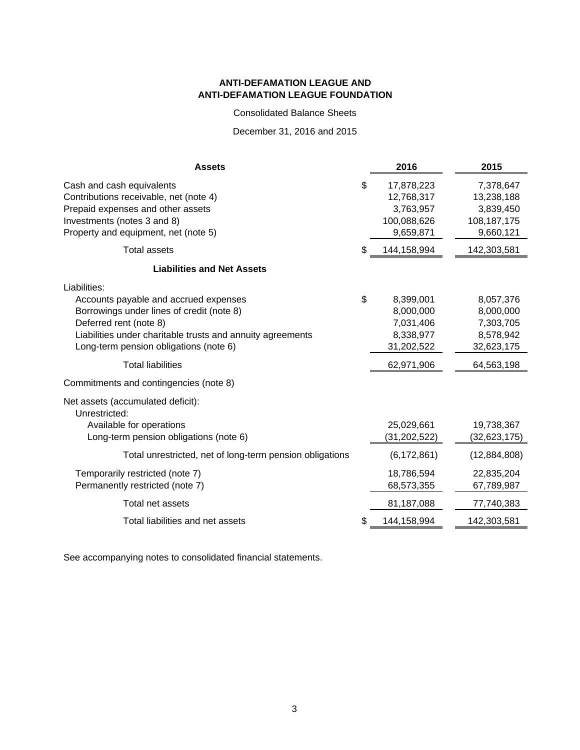**ANTI-DEFAMATION LEAGUE AND**
**ANTI-DEFAMATION LEAGUE FOUNDATION**

Consolidated Balance Sheets

December 31, 2016 and 2015

| **Assets** | | **2016** | **2015** |
|---|---|---|---|
| Cash and cash equivalents | $ | 17,878,223 | 7,378,647 |
| Contributions receivable, net (note 4) | | 12,768,317 | 13,238,188 |
| Prepaid expenses and other assets | | 3,763,957 | 3,839,450 |
| Investments (notes 3 and 8) | | 100,088,626 | 108,187,175 |
| Property and equipment, net (note 5) | | 9,659,871 | 9,660,121 |
| Total assets | $ | 144,158,994 | 142,303,581 |
| **Liabilities and Net Assets** | | | |
| Liabilities: | | | |
| Accounts payable and accrued expenses | $ | 8,399,001 | 8,057,376 |
| Borrowings under lines of credit (note 8) | | 8,000,000 | 8,000,000 |
| Deferred rent (note 8) | | 7,031,406 | 7,303,705 |
| Liabilities under charitable trusts and annuity agreements | | 8,338,977 | 8,578,942 |
| Long-term pension obligations (note 6) | | 31,202,522 | 32,623,175 |
| Total liabilities | | 62,971,906 | 64,563,198 |
| Commitments and contingencies (note 8) | | | |
| Net assets (accumulated deficit): | | | |
| Unrestricted: | | | |
| Available for operations | | 25,029,661 | 19,738,367 |
| Long-term pension obligations (note 6) | | (31,202,522) | (32,623,175) |
| Total unrestricted, net of long-term pension obligations | | (6,172,861) | (12,884,808) |
| Temporarily restricted (note 7) | | 18,786,594 | 22,835,204 |
| Permanently restricted (note 7) | | 68,573,355 | 67,789,987 |
| Total net assets | | 81,187,088 | 77,740,383 |
| Total liabilities and net assets | $ | 144,158,994 | 142,303,581 |

See accompanying notes to consolidated financial statements.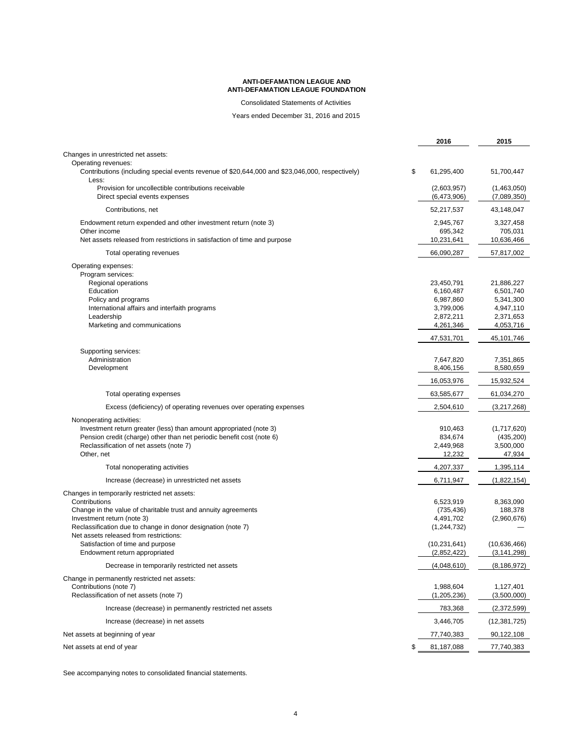**ANTI-DEFAMATION LEAGUE AND**
**ANTI-DEFAMATION LEAGUE FOUNDATION**

Consolidated Statements of Activities

Years ended December 31, 2016 and 2015

| | 2016 | 2015 |
|---|---|---|
| Changes in unrestricted net assets: | | |
| Operating revenues: | | |
| Contributions (including special events revenue of $20,644,000 and $23,046,000, respectively) | $ 61,295,400 | 51,700,447 |
| Less: | | |
| Provision for uncollectible contributions receivable | (2,603,957) | (1,463,050) |
| Direct special events expenses | (6,473,906) | (7,089,350) |
| Contributions, net | 52,217,537 | 43,148,047 |
| Endowment return expended and other investment return (note 3) | 2,945,767 | 3,327,458 |
| Other income | 695,342 | 705,031 |
| Net assets released from restrictions in satisfaction of time and purpose | 10,231,641 | 10,636,466 |
| Total operating revenues | 66,090,287 | 57,817,002 |
| Operating expenses: | | |
| Program services: | | |
| Regional operations | 23,450,791 | 21,886,227 |
| Education | 6,160,487 | 6,501,740 |
| Policy and programs | 6,987,860 | 5,341,300 |
| International affairs and interfaith programs | 3,799,006 | 4,947,110 |
| Leadership | 2,872,211 | 2,371,653 |
| Marketing and communications | 4,261,346 | 4,053,716 |
| | 47,531,701 | 45,101,746 |
| Supporting services: | | |
| Administration | 7,647,820 | 7,351,865 |
| Development | 8,406,156 | 8,580,659 |
| | 16,053,976 | 15,932,524 |
| Total operating expenses | 63,585,677 | 61,034,270 |
| Excess (deficiency) of operating revenues over operating expenses | 2,504,610 | (3,217,268) |
| Nonoperating activities: | | |
| Investment return greater (less) than amount appropriated (note 3) | 910,463 | (1,717,620) |
| Pension credit (charge) other than net periodic benefit cost (note 6) | 834,674 | (435,200) |
| Reclassification of net assets (note 7) | 2,449,968 | 3,500,000 |
| Other, net | 12,232 | 47,934 |
| Total nonoperating activities | 4,207,337 | 1,395,114 |
| Increase (decrease) in unrestricted net assets | 6,711,947 | (1,822,154) |
| Changes in temporarily restricted net assets: | | |
| Contributions | 6,523,919 | 8,363,090 |
| Change in the value of charitable trust and annuity agreements | (735,436) | 188,378 |
| Investment return (note 3) | 4,491,702 | (2,960,676) |
| Reclassification due to change in donor designation (note 7) | (1,244,732) | — |
| Net assets released from restrictions: | | |
| Satisfaction of time and purpose | (10,231,641) | (10,636,466) |
| Endowment return appropriated | (2,852,422) | (3,141,298) |
| Decrease in temporarily restricted net assets | (4,048,610) | (8,186,972) |
| Change in permanently restricted net assets: | | |
| Contributions (note 7) | 1,988,604 | 1,127,401 |
| Reclassification of net assets (note 7) | (1,205,236) | (3,500,000) |
| Increase (decrease) in permanently restricted net assets | 783,368 | (2,372,599) |
| Increase (decrease) in net assets | 3,446,705 | (12,381,725) |
| Net assets at beginning of year | 77,740,383 | 90,122,108 |
| Net assets at end of year | $ 81,187,088 | 77,740,383 |

See accompanying notes to consolidated financial statements.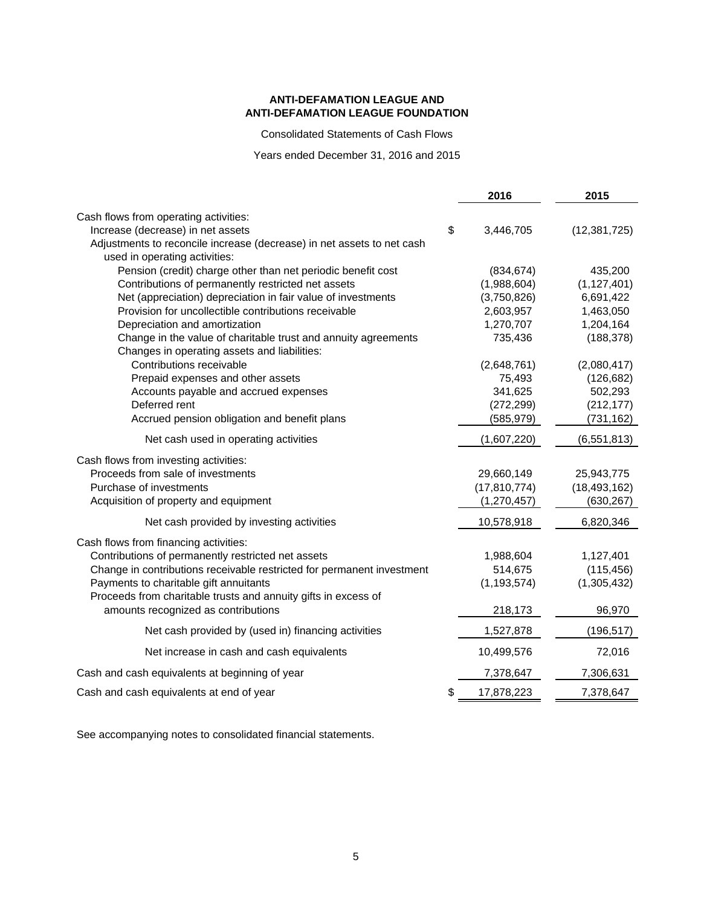**ANTI-DEFAMATION LEAGUE AND**
**ANTI-DEFAMATION LEAGUE FOUNDATION**

Consolidated Statements of Cash Flows

Years ended December 31, 2016 and 2015

| | 2016 | 2015 |
|---|---|---|
| Cash flows from operating activities: | | |
| Increase (decrease) in net assets | $ 3,446,705 | (12,381,725) |
| Adjustments to reconcile increase (decrease) in net assets to net cash used in operating activities: | | |
| Pension (credit) charge other than net periodic benefit cost | (834,674) | 435,200 |
| Contributions of permanently restricted net assets | (1,988,604) | (1,127,401) |
| Net (appreciation) depreciation in fair value of investments | (3,750,826) | 6,691,422 |
| Provision for uncollectible contributions receivable | 2,603,957 | 1,463,050 |
| Depreciation and amortization | 1,270,707 | 1,204,164 |
| Change in the value of charitable trust and annuity agreements | 735,436 | (188,378) |
| Changes in operating assets and liabilities: | | |
| Contributions receivable | (2,648,761) | (2,080,417) |
| Prepaid expenses and other assets | 75,493 | (126,682) |
| Accounts payable and accrued expenses | 341,625 | 502,293 |
| Deferred rent | (272,299) | (212,177) |
| Accrued pension obligation and benefit plans | (585,979) | (731,162) |
| Net cash used in operating activities | (1,607,220) | (6,551,813) |
| Cash flows from investing activities: | | |
| Proceeds from sale of investments | 29,660,149 | 25,943,775 |
| Purchase of investments | (17,810,774) | (18,493,162) |
| Acquisition of property and equipment | (1,270,457) | (630,267) |
| Net cash provided by investing activities | 10,578,918 | 6,820,346 |
| Cash flows from financing activities: | | |
| Contributions of permanently restricted net assets | 1,988,604 | 1,127,401 |
| Change in contributions receivable restricted for permanent investment | 514,675 | (115,456) |
| Payments to charitable gift annuitants | (1,193,574) | (1,305,432) |
| Proceeds from charitable trusts and annuity gifts in excess of amounts recognized as contributions | 218,173 | 96,970 |
| Net cash provided by (used in) financing activities | 1,527,878 | (196,517) |
| Net increase in cash and cash equivalents | 10,499,576 | 72,016 |
| Cash and cash equivalents at beginning of year | 7,378,647 | 7,306,631 |
| Cash and cash equivalents at end of year | $ 17,878,223 | 7,378,647 |

See accompanying notes to consolidated financial statements.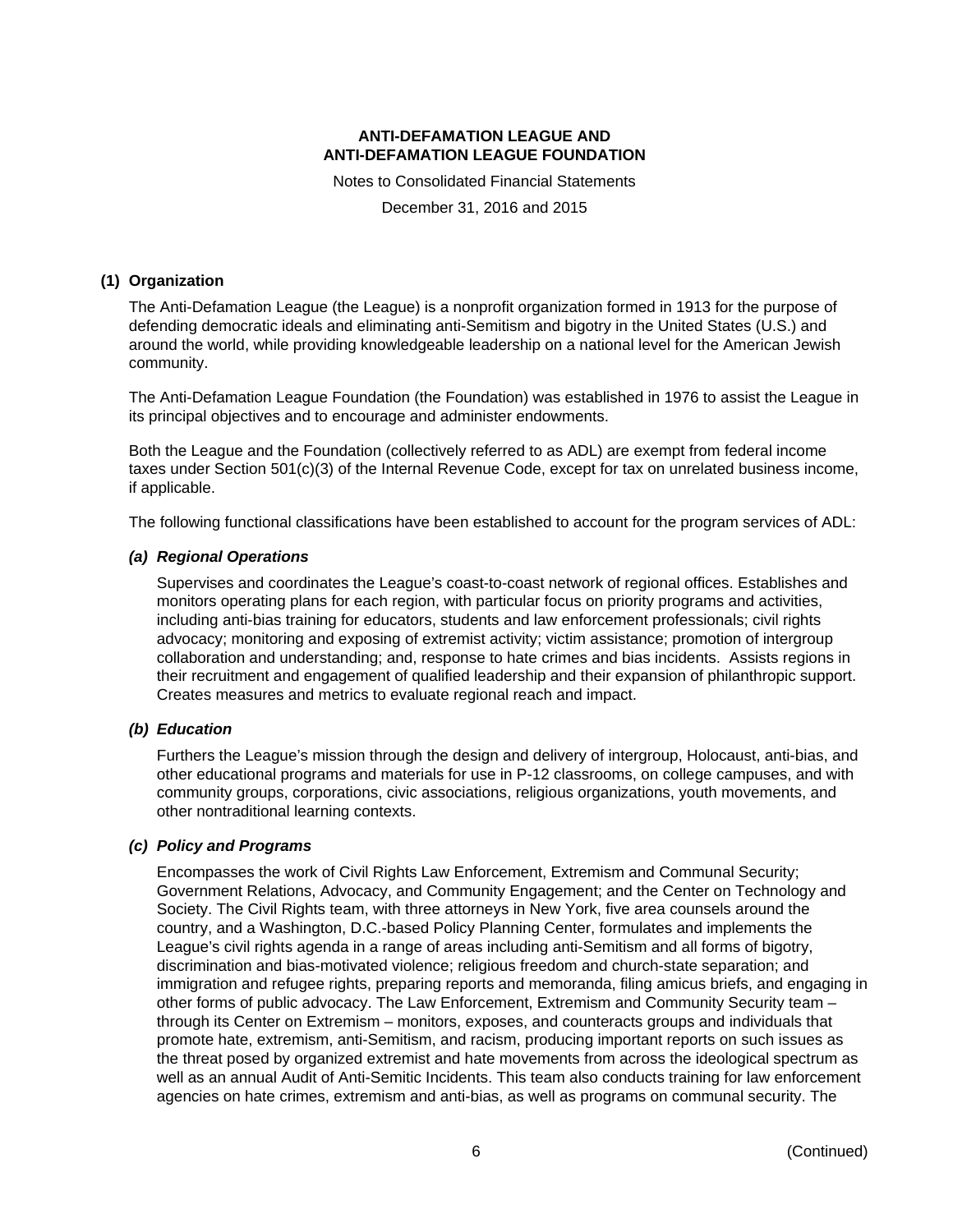**ANTI-DEFAMATION LEAGUE AND**
**ANTI-DEFAMATION LEAGUE FOUNDATION**

Notes to Consolidated Financial Statements

December 31, 2016 and 2015

## (1) Organization

The Anti-Defamation League (the League) is a nonprofit organization formed in 1913 for the purpose of defending democratic ideals and eliminating anti-Semitism and bigotry in the United States (U.S.) and around the world, while providing knowledgeable leadership on a national level for the American Jewish community.

The Anti-Defamation League Foundation (the Foundation) was established in 1976 to assist the League in its principal objectives and to encourage and administer endowments.

Both the League and the Foundation (collectively referred to as ADL) are exempt from federal income taxes under Section 501(c)(3) of the Internal Revenue Code, except for tax on unrelated business income, if applicable.

The following functional classifications have been established to account for the program services of ADL:

### *(a) Regional Operations*

Supervises and coordinates the League's coast-to-coast network of regional offices. Establishes and monitors operating plans for each region, with particular focus on priority programs and activities, including anti-bias training for educators, students and law enforcement professionals; civil rights advocacy; monitoring and exposing of extremist activity; victim assistance; promotion of intergroup collaboration and understanding; and, response to hate crimes and bias incidents. Assists regions in their recruitment and engagement of qualified leadership and their expansion of philanthropic support. Creates measures and metrics to evaluate regional reach and impact.

### *(b) Education*

Furthers the League's mission through the design and delivery of intergroup, Holocaust, anti-bias, and other educational programs and materials for use in P-12 classrooms, on college campuses, and with community groups, corporations, civic associations, religious organizations, youth movements, and other nontraditional learning contexts.

### *(c) Policy and Programs*

Encompasses the work of Civil Rights Law Enforcement, Extremism and Communal Security; Government Relations, Advocacy, and Community Engagement; and the Center on Technology and Society. The Civil Rights team, with three attorneys in New York, five area counsels around the country, and a Washington, D.C.-based Policy Planning Center, formulates and implements the League's civil rights agenda in a range of areas including anti-Semitism and all forms of bigotry, discrimination and bias-motivated violence; religious freedom and church-state separation; and immigration and refugee rights, preparing reports and memoranda, filing amicus briefs, and engaging in other forms of public advocacy. The Law Enforcement, Extremism and Community Security team – through its Center on Extremism – monitors, exposes, and counteracts groups and individuals that promote hate, extremism, anti-Semitism, and racism, producing important reports on such issues as the threat posed by organized extremist and hate movements from across the ideological spectrum as well as an annual Audit of Anti-Semitic Incidents. This team also conducts training for law enforcement agencies on hate crimes, extremism and anti-bias, as well as programs on communal security. The

(Continued)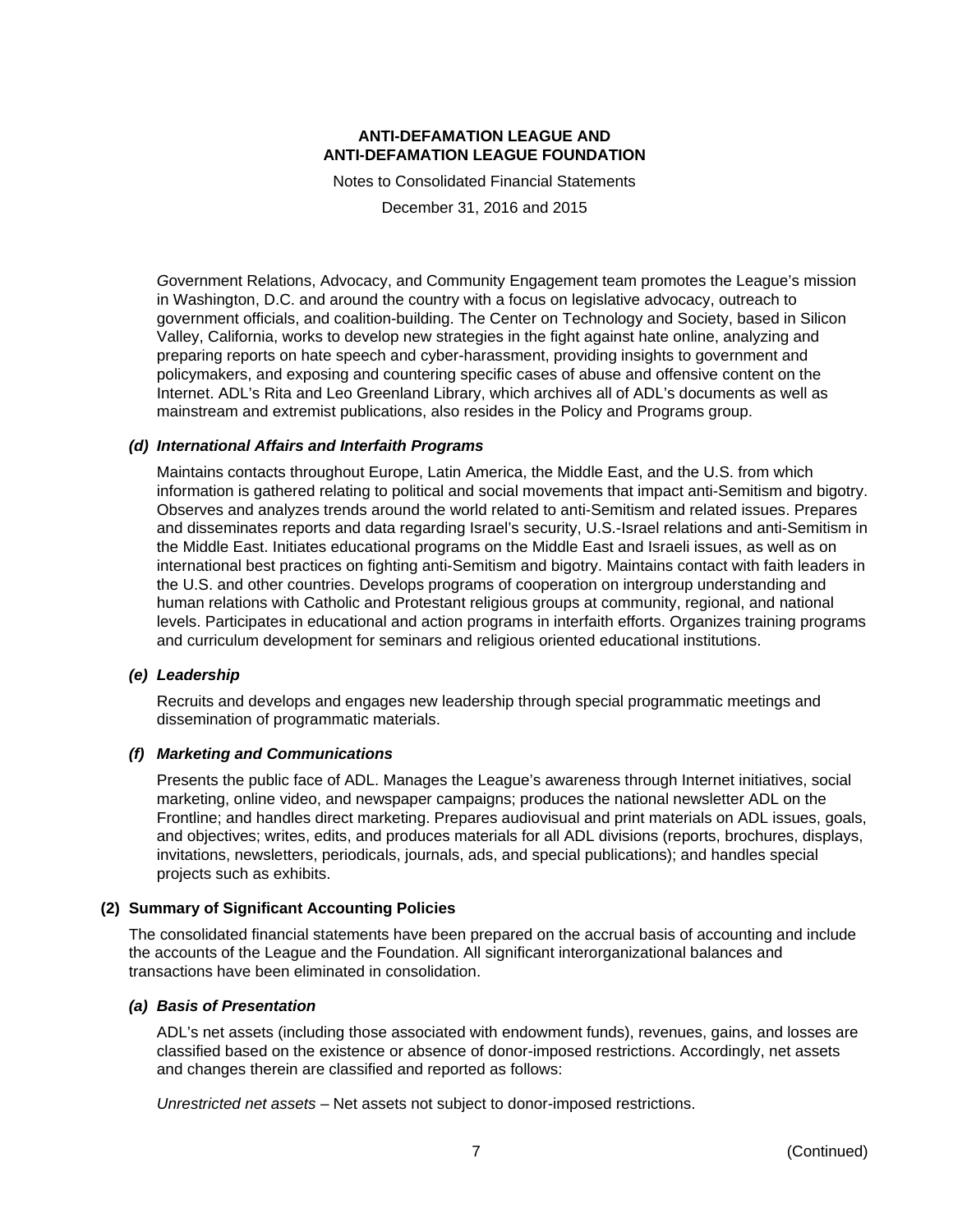Government Relations, Advocacy, and Community Engagement team promotes the League's mission in Washington, D.C. and around the country with a focus on legislative advocacy, outreach to government officials, and coalition-building. The Center on Technology and Society, based in Silicon Valley, California, works to develop new strategies in the fight against hate online, analyzing and preparing reports on hate speech and cyber-harassment, providing insights to government and policymakers, and exposing and countering specific cases of abuse and offensive content on the Internet. ADL's Rita and Leo Greenland Library, which archives all of ADL's documents as well as mainstream and extremist publications, also resides in the Policy and Programs group.

### *(d) International Affairs and Interfaith Programs*

Maintains contacts throughout Europe, Latin America, the Middle East, and the U.S. from which information is gathered relating to political and social movements that impact anti-Semitism and bigotry. Observes and analyzes trends around the world related to anti-Semitism and related issues. Prepares and disseminates reports and data regarding Israel's security, U.S.-Israel relations and anti-Semitism in the Middle East. Initiates educational programs on the Middle East and Israeli issues, as well as on international best practices on fighting anti-Semitism and bigotry. Maintains contact with faith leaders in the U.S. and other countries. Develops programs of cooperation on intergroup understanding and human relations with Catholic and Protestant religious groups at community, regional, and national levels. Participates in educational and action programs in interfaith efforts. Organizes training programs and curriculum development for seminars and religious oriented educational institutions.

### *(e) Leadership*

Recruits and develops and engages new leadership through special programmatic meetings and dissemination of programmatic materials.

### *(f) Marketing and Communications*

Presents the public face of ADL. Manages the League's awareness through Internet initiatives, social marketing, online video, and newspaper campaigns; produces the national newsletter ADL on the Frontline; and handles direct marketing. Prepares audiovisual and print materials on ADL issues, goals, and objectives; writes, edits, and produces materials for all ADL divisions (reports, brochures, displays, invitations, newsletters, periodicals, journals, ads, and special publications); and handles special projects such as exhibits.

## (2) Summary of Significant Accounting Policies

The consolidated financial statements have been prepared on the accrual basis of accounting and include the accounts of the League and the Foundation. All significant interorganizational balances and transactions have been eliminated in consolidation.

### *(a) Basis of Presentation*

ADL's net assets (including those associated with endowment funds), revenues, gains, and losses are classified based on the existence or absence of donor-imposed restrictions. Accordingly, net assets and changes therein are classified and reported as follows:

*Unrestricted net assets* – Net assets not subject to donor-imposed restrictions.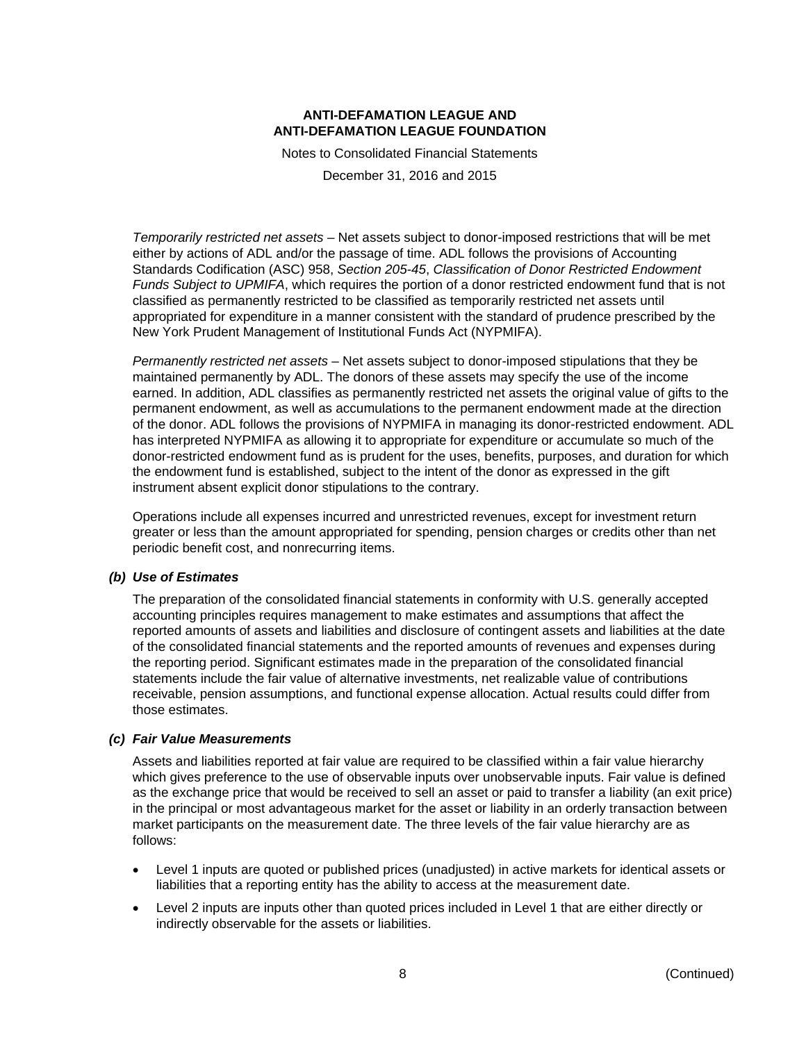*Temporarily restricted net assets* – Net assets subject to donor-imposed restrictions that will be met either by actions of ADL and/or the passage of time. ADL follows the provisions of Accounting Standards Codification (ASC) 958, *Section 205-45*, *Classification of Donor Restricted Endowment Funds Subject to UPMIFA*, which requires the portion of a donor restricted endowment fund that is not classified as permanently restricted to be classified as temporarily restricted net assets until appropriated for expenditure in a manner consistent with the standard of prudence prescribed by the New York Prudent Management of Institutional Funds Act (NYPMIFA).

*Permanently restricted net assets* – Net assets subject to donor-imposed stipulations that they be maintained permanently by ADL. The donors of these assets may specify the use of the income earned. In addition, ADL classifies as permanently restricted net assets the original value of gifts to the permanent endowment, as well as accumulations to the permanent endowment made at the direction of the donor. ADL follows the provisions of NYPMIFA in managing its donor-restricted endowment. ADL has interpreted NYPMIFA as allowing it to appropriate for expenditure or accumulate so much of the donor-restricted endowment fund as is prudent for the uses, benefits, purposes, and duration for which the endowment fund is established, subject to the intent of the donor as expressed in the gift instrument absent explicit donor stipulations to the contrary.

Operations include all expenses incurred and unrestricted revenues, except for investment return greater or less than the amount appropriated for spending, pension charges or credits other than net periodic benefit cost, and nonrecurring items.

### *(b) Use of Estimates*

The preparation of the consolidated financial statements in conformity with U.S. generally accepted accounting principles requires management to make estimates and assumptions that affect the reported amounts of assets and liabilities and disclosure of contingent assets and liabilities at the date of the consolidated financial statements and the reported amounts of revenues and expenses during the reporting period. Significant estimates made in the preparation of the consolidated financial statements include the fair value of alternative investments, net realizable value of contributions receivable, pension assumptions, and functional expense allocation. Actual results could differ from those estimates.

### *(c) Fair Value Measurements*

Assets and liabilities reported at fair value are required to be classified within a fair value hierarchy which gives preference to the use of observable inputs over unobservable inputs. Fair value is defined as the exchange price that would be received to sell an asset or paid to transfer a liability (an exit price) in the principal or most advantageous market for the asset or liability in an orderly transaction between market participants on the measurement date. The three levels of the fair value hierarchy are as follows:

- Level 1 inputs are quoted or published prices (unadjusted) in active markets for identical assets or liabilities that a reporting entity has the ability to access at the measurement date.
- Level 2 inputs are inputs other than quoted prices included in Level 1 that are either directly or indirectly observable for the assets or liabilities.

(Continued)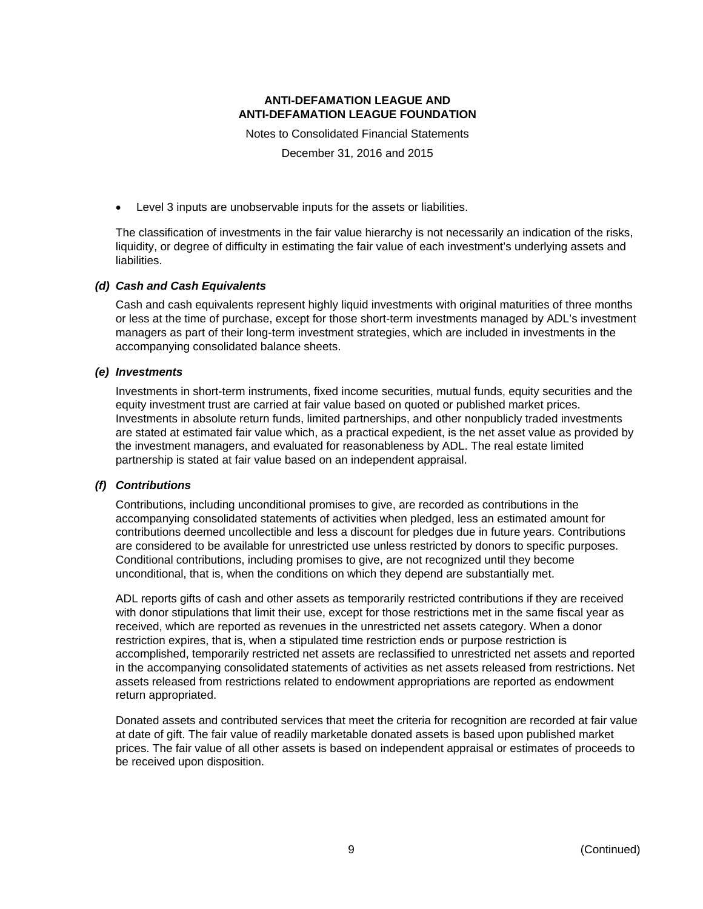- Level 3 inputs are unobservable inputs for the assets or liabilities.

The classification of investments in the fair value hierarchy is not necessarily an indication of the risks, liquidity, or degree of difficulty in estimating the fair value of each investment's underlying assets and liabilities.

### *(d) Cash and Cash Equivalents*

Cash and cash equivalents represent highly liquid investments with original maturities of three months or less at the time of purchase, except for those short-term investments managed by ADL's investment managers as part of their long-term investment strategies, which are included in investments in the accompanying consolidated balance sheets.

### *(e) Investments*

Investments in short-term instruments, fixed income securities, mutual funds, equity securities and the equity investment trust are carried at fair value based on quoted or published market prices. Investments in absolute return funds, limited partnerships, and other nonpublicly traded investments are stated at estimated fair value which, as a practical expedient, is the net asset value as provided by the investment managers, and evaluated for reasonableness by ADL. The real estate limited partnership is stated at fair value based on an independent appraisal.

### *(f) Contributions*

Contributions, including unconditional promises to give, are recorded as contributions in the accompanying consolidated statements of activities when pledged, less an estimated amount for contributions deemed uncollectible and less a discount for pledges due in future years. Contributions are considered to be available for unrestricted use unless restricted by donors to specific purposes. Conditional contributions, including promises to give, are not recognized until they become unconditional, that is, when the conditions on which they depend are substantially met.

ADL reports gifts of cash and other assets as temporarily restricted contributions if they are received with donor stipulations that limit their use, except for those restrictions met in the same fiscal year as received, which are reported as revenues in the unrestricted net assets category. When a donor restriction expires, that is, when a stipulated time restriction ends or purpose restriction is accomplished, temporarily restricted net assets are reclassified to unrestricted net assets and reported in the accompanying consolidated statements of activities as net assets released from restrictions. Net assets released from restrictions related to endowment appropriations are reported as endowment return appropriated.

Donated assets and contributed services that meet the criteria for recognition are recorded at fair value at date of gift. The fair value of readily marketable donated assets is based upon published market prices. The fair value of all other assets is based on independent appraisal or estimates of proceeds to be received upon disposition.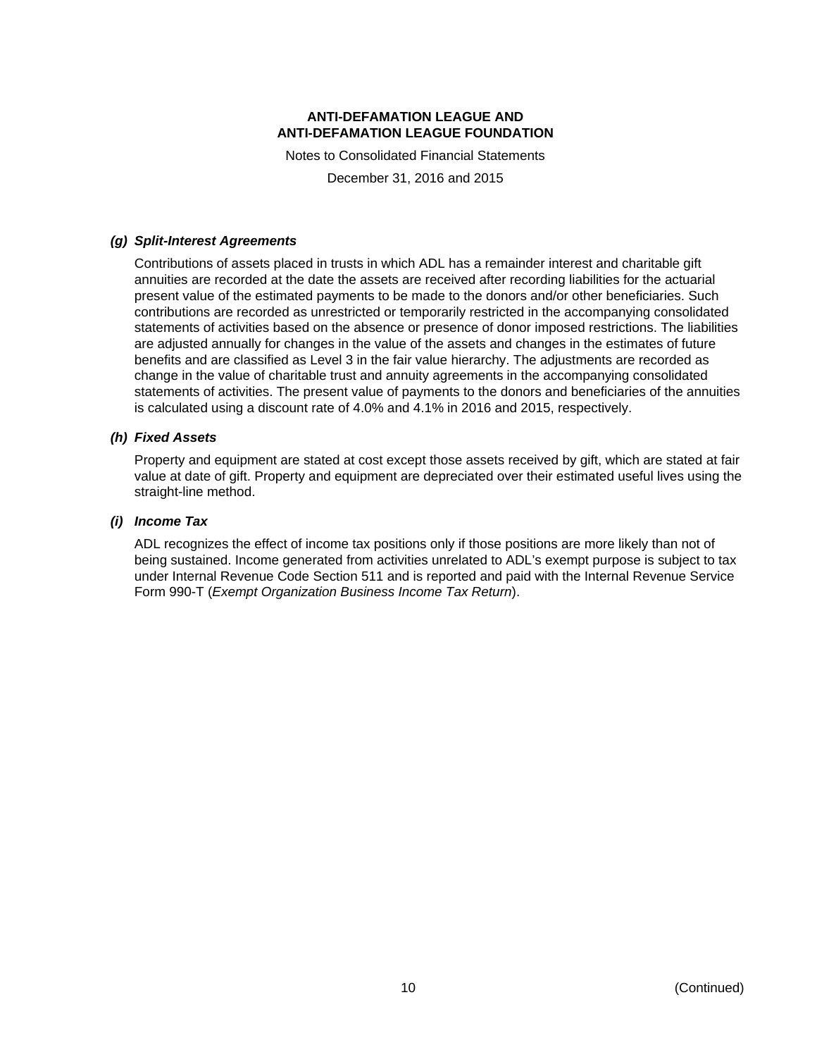#### *(g) Split-Interest Agreements*

Contributions of assets placed in trusts in which ADL has a remainder interest and charitable gift annuities are recorded at the date the assets are received after recording liabilities for the actuarial present value of the estimated payments to be made to the donors and/or other beneficiaries. Such contributions are recorded as unrestricted or temporarily restricted in the accompanying consolidated statements of activities based on the absence or presence of donor imposed restrictions. The liabilities are adjusted annually for changes in the value of the assets and changes in the estimates of future benefits and are classified as Level 3 in the fair value hierarchy. The adjustments are recorded as change in the value of charitable trust and annuity agreements in the accompanying consolidated statements of activities. The present value of payments to the donors and beneficiaries of the annuities is calculated using a discount rate of 4.0% and 4.1% in 2016 and 2015, respectively.

#### *(h) Fixed Assets*

Property and equipment are stated at cost except those assets received by gift, which are stated at fair value at date of gift. Property and equipment are depreciated over their estimated useful lives using the straight-line method.

#### *(i) Income Tax*

ADL recognizes the effect of income tax positions only if those positions are more likely than not of being sustained. Income generated from activities unrelated to ADL's exempt purpose is subject to tax under Internal Revenue Code Section 511 and is reported and paid with the Internal Revenue Service Form 990-T (*Exempt Organization Business Income Tax Return*).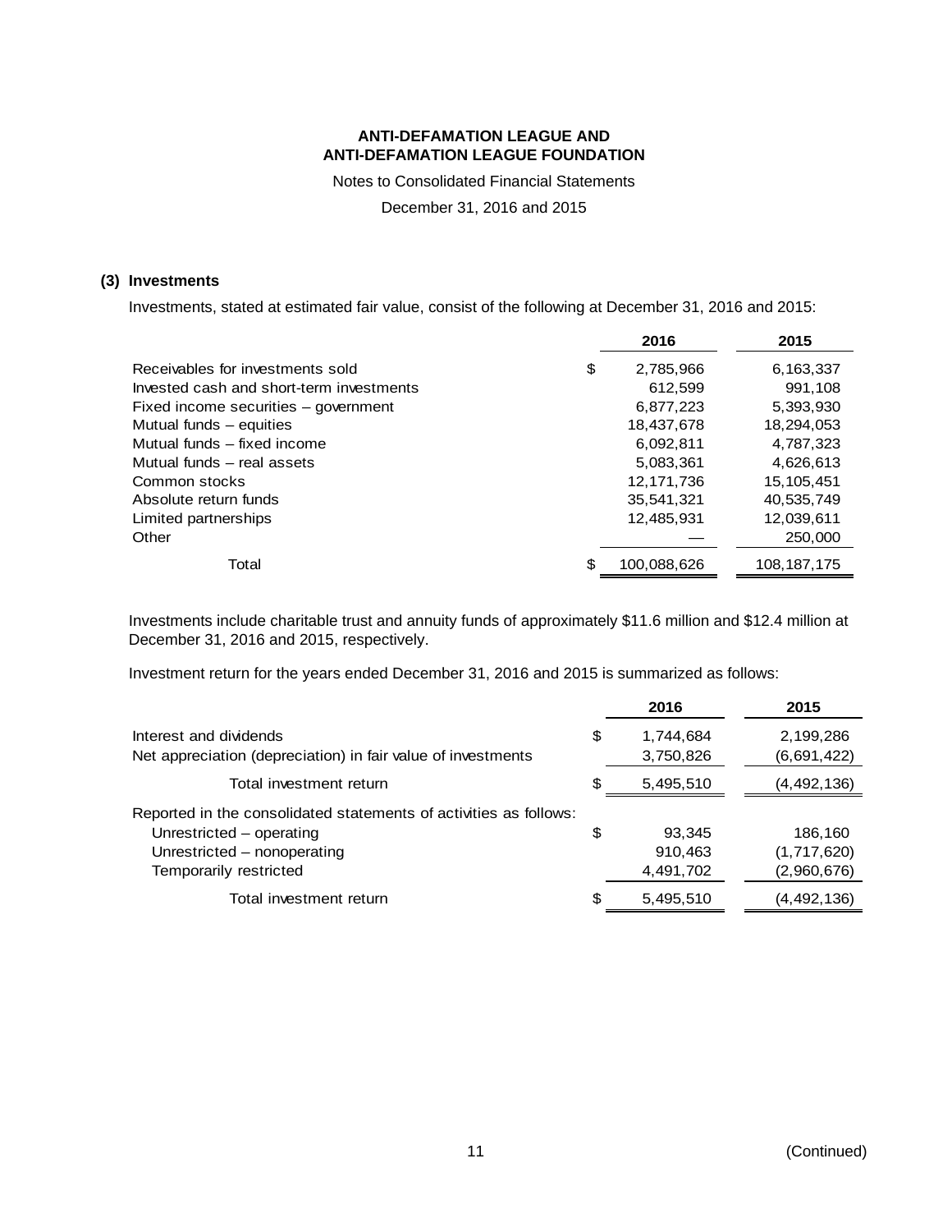**ANTI-DEFAMATION LEAGUE AND**
**ANTI-DEFAMATION LEAGUE FOUNDATION**

Notes to Consolidated Financial Statements

December 31, 2016 and 2015

## (3) Investments

Investments, stated at estimated fair value, consist of the following at December 31, 2016 and 2015:

| | 2016 | 2015 |
|---|---|---|
| Receivables for investments sold | $ 2,785,966 | 6,163,337 |
| Invested cash and short-term investments | 612,599 | 991,108 |
| Fixed income securities – government | 6,877,223 | 5,393,930 |
| Mutual funds – equities | 18,437,678 | 18,294,053 |
| Mutual funds – fixed income | 6,092,811 | 4,787,323 |
| Mutual funds – real assets | 5,083,361 | 4,626,613 |
| Common stocks | 12,171,736 | 15,105,451 |
| Absolute return funds | 35,541,321 | 40,535,749 |
| Limited partnerships | 12,485,931 | 12,039,611 |
| Other | — | 250,000 |
| Total | $ 100,088,626 | 108,187,175 |

Investments include charitable trust and annuity funds of approximately $11.6 million and $12.4 million at December 31, 2016 and 2015, respectively.

Investment return for the years ended December 31, 2016 and 2015 is summarized as follows:

| | 2016 | 2015 |
|---|---|---|
| Interest and dividends | $ 1,744,684 | 2,199,286 |
| Net appreciation (depreciation) in fair value of investments | 3,750,826 | (6,691,422) |
| Total investment return | $ 5,495,510 | (4,492,136) |
| Reported in the consolidated statements of activities as follows: | | |
| Unrestricted – operating | $ 93,345 | 186,160 |
| Unrestricted – nonoperating | 910,463 | (1,717,620) |
| Temporarily restricted | 4,491,702 | (2,960,676) |
| Total investment return | $ 5,495,510 | (4,492,136) |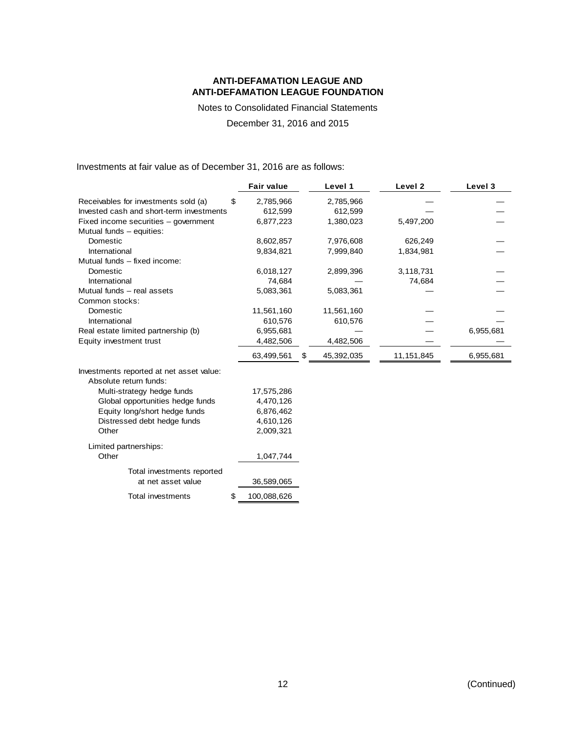**ANTI-DEFAMATION LEAGUE AND**
**ANTI-DEFAMATION LEAGUE FOUNDATION**

Notes to Consolidated Financial Statements

December 31, 2016 and 2015

Investments at fair value as of December 31, 2016 are as follows:

| | Fair value | Level 1 | Level 2 | Level 3 |
|---|---|---|---|---|
| Receivables for investments sold (a) | $ 2,785,966 | 2,785,966 | — | — |
| Invested cash and short-term investments | 612,599 | 612,599 | — | — |
| Fixed income securities – government | 6,877,223 | 1,380,023 | 5,497,200 | — |
| Mutual funds – equities: | | | | |
| Domestic | 8,602,857 | 7,976,608 | 626,249 | — |
| International | 9,834,821 | 7,999,840 | 1,834,981 | — |
| Mutual funds – fixed income: | | | | |
| Domestic | 6,018,127 | 2,899,396 | 3,118,731 | — |
| International | 74,684 | — | 74,684 | — |
| Mutual funds – real assets | 5,083,361 | 5,083,361 | — | — |
| Common stocks: | | | | |
| Domestic | 11,561,160 | 11,561,160 | — | — |
| International | 610,576 | 610,576 | — | — |
| Real estate limited partnership (b) | 6,955,681 | — | — | 6,955,681 |
| Equity investment trust | 4,482,506 | 4,482,506 | — | — |
| | 63,499,561 | $ 45,392,035 | 11,151,845 | 6,955,681 |
| Investments reported at net asset value: | | | | |
| Absolute return funds: | | | | |
| Multi-strategy hedge funds | 17,575,286 | | | |
| Global opportunities hedge funds | 4,470,126 | | | |
| Equity long/short hedge funds | 6,876,462 | | | |
| Distressed debt hedge funds | 4,610,126 | | | |
| Other | 2,009,321 | | | |
| Limited partnerships: | | | | |
| Other | 1,047,744 | | | |
| Total investments reported at net asset value | 36,589,065 | | | |
| Total investments | $ 100,088,626 | | | |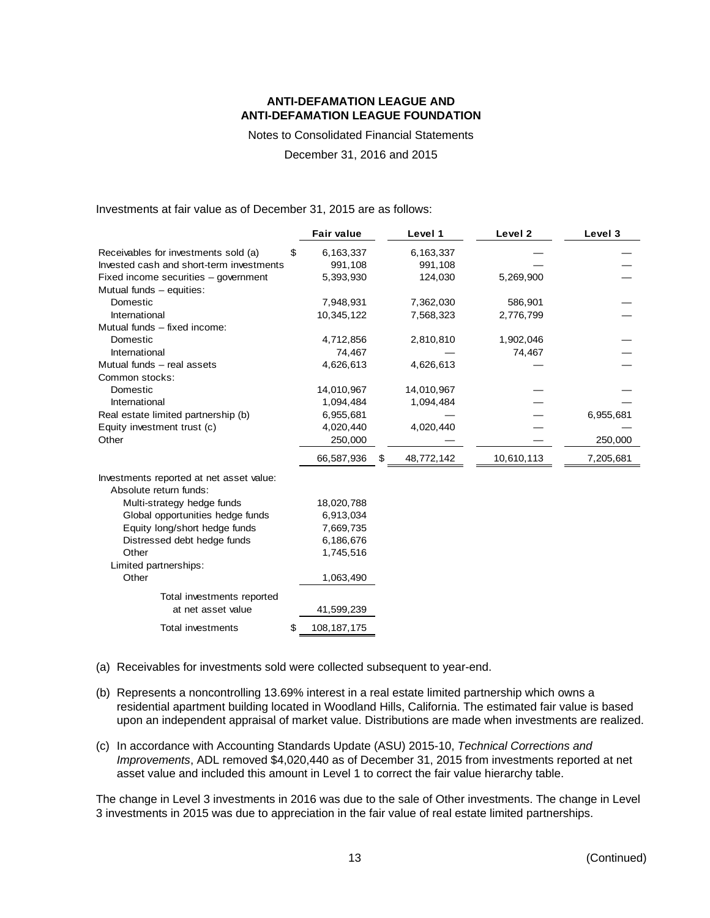**ANTI-DEFAMATION LEAGUE AND ANTI-DEFAMATION LEAGUE FOUNDATION**

Notes to Consolidated Financial Statements

December 31, 2016 and 2015

Investments at fair value as of December 31, 2015 are as follows:

| | Fair value | Level 1 | Level 2 | Level 3 |
|---|---|---|---|---|
| Receivables for investments sold (a) | $ 6,163,337 | 6,163,337 | — | — |
| Invested cash and short-term investments | 991,108 | 991,108 | — | — |
| Fixed income securities – government | 5,393,930 | 124,030 | 5,269,900 | — |
| Mutual funds – equities: | | | | |
| Domestic | 7,948,931 | 7,362,030 | 586,901 | — |
| International | 10,345,122 | 7,568,323 | 2,776,799 | — |
| Mutual funds – fixed income: | | | | |
| Domestic | 4,712,856 | 2,810,810 | 1,902,046 | — |
| International | 74,467 | — | 74,467 | — |
| Mutual funds – real assets | 4,626,613 | 4,626,613 | — | — |
| Common stocks: | | | | |
| Domestic | 14,010,967 | 14,010,967 | — | — |
| International | 1,094,484 | 1,094,484 | — | — |
| Real estate limited partnership (b) | 6,955,681 | — | — | 6,955,681 |
| Equity investment trust (c) | 4,020,440 | 4,020,440 | — | — |
| Other | 250,000 | — | — | 250,000 |
| | 66,587,936 | $ 48,772,142 | 10,610,113 | 7,205,681 |
| Investments reported at net asset value: | | | | |
| Absolute return funds: | | | | |
| Multi-strategy hedge funds | 18,020,788 | | | |
| Global opportunities hedge funds | 6,913,034 | | | |
| Equity long/short hedge funds | 7,669,735 | | | |
| Distressed debt hedge funds | 6,186,676 | | | |
| Other | 1,745,516 | | | |
| Limited partnerships: | | | | |
| Other | 1,063,490 | | | |
| Total investments reported at net asset value | 41,599,239 | | | |
| Total investments | $ 108,187,175 | | | |

(a) Receivables for investments sold were collected subsequent to year-end.

(b) Represents a noncontrolling 13.69% interest in a real estate limited partnership which owns a residential apartment building located in Woodland Hills, California. The estimated fair value is based upon an independent appraisal of market value. Distributions are made when investments are realized.

(c) In accordance with Accounting Standards Update (ASU) 2015-10, *Technical Corrections and Improvements*, ADL removed $4,020,440 as of December 31, 2015 from investments reported at net asset value and included this amount in Level 1 to correct the fair value hierarchy table.

The change in Level 3 investments in 2016 was due to the sale of Other investments. The change in Level 3 investments in 2015 was due to appreciation in the fair value of real estate limited partnerships.

(Continued)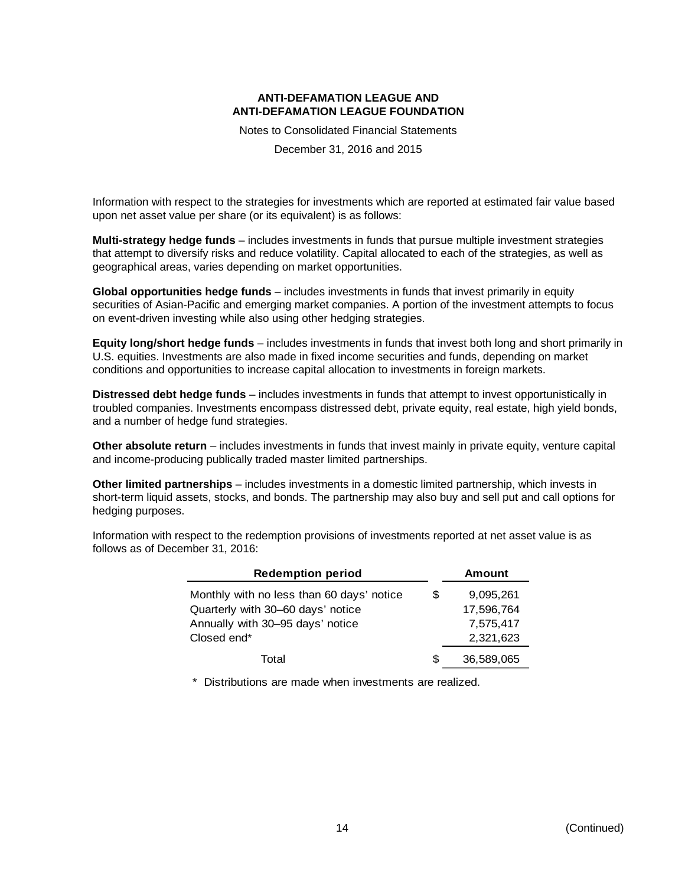Information with respect to the strategies for investments which are reported at estimated fair value based upon net asset value per share (or its equivalent) is as follows:

**Multi-strategy hedge funds** – includes investments in funds that pursue multiple investment strategies that attempt to diversify risks and reduce volatility. Capital allocated to each of the strategies, as well as geographical areas, varies depending on market opportunities.

**Global opportunities hedge funds** – includes investments in funds that invest primarily in equity securities of Asian-Pacific and emerging market companies. A portion of the investment attempts to focus on event-driven investing while also using other hedging strategies.

**Equity long/short hedge funds** – includes investments in funds that invest both long and short primarily in U.S. equities. Investments are also made in fixed income securities and funds, depending on market conditions and opportunities to increase capital allocation to investments in foreign markets.

**Distressed debt hedge funds** – includes investments in funds that attempt to invest opportunistically in troubled companies. Investments encompass distressed debt, private equity, real estate, high yield bonds, and a number of hedge fund strategies.

**Other absolute return** – includes investments in funds that invest mainly in private equity, venture capital and income-producing publically traded master limited partnerships.

**Other limited partnerships** – includes investments in a domestic limited partnership, which invests in short-term liquid assets, stocks, and bonds. The partnership may also buy and sell put and call options for hedging purposes.

Information with respect to the redemption provisions of investments reported at net asset value is as follows as of December 31, 2016:

| Redemption period | | Amount |
|---|---|---|
| Monthly with no less than 60 days' notice | $ | 9,095,261 |
| Quarterly with 30–60 days' notice | | 17,596,764 |
| Annually with 30–95 days' notice | | 7,575,417 |
| Closed end* | | 2,321,623 |
| Total | $ | 36,589,065 |

\* Distributions are made when investments are realized.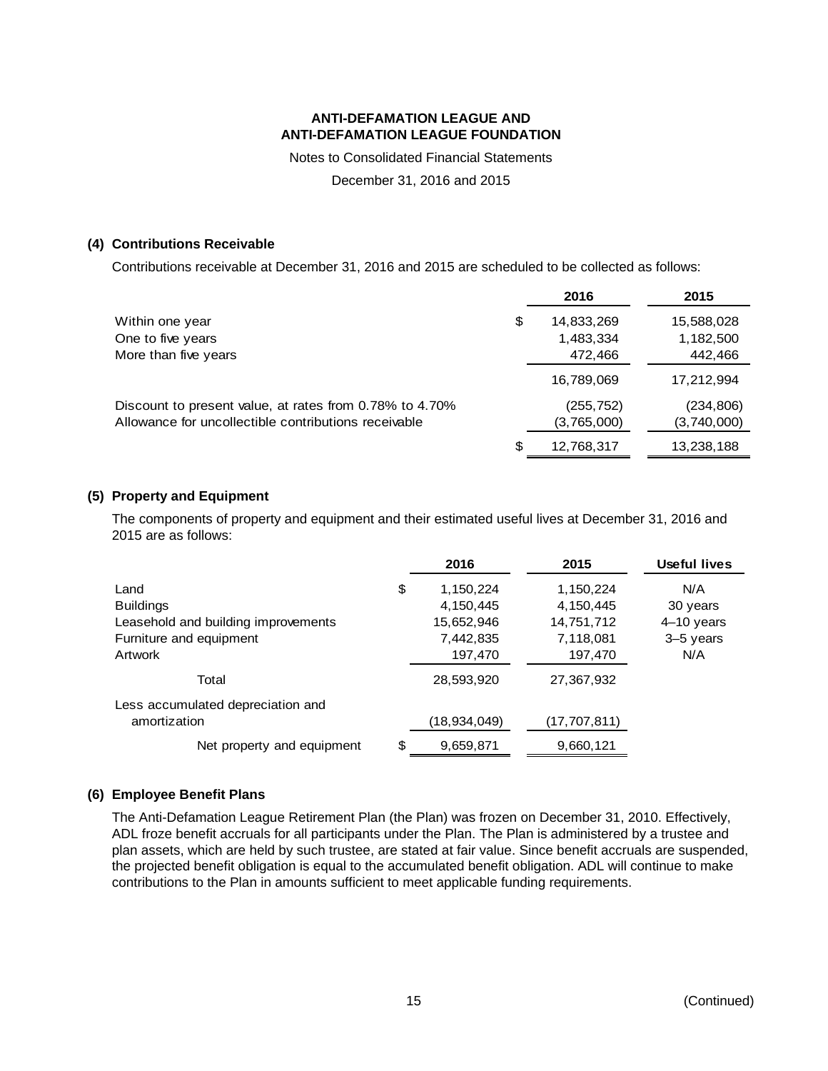**ANTI-DEFAMATION LEAGUE AND**
**ANTI-DEFAMATION LEAGUE FOUNDATION**

Notes to Consolidated Financial Statements

December 31, 2016 and 2015

## (4) Contributions Receivable

Contributions receivable at December 31, 2016 and 2015 are scheduled to be collected as follows:

| | 2016 | 2015 |
|---|---|---|
| Within one year | $ 14,833,269 | 15,588,028 |
| One to five years | 1,483,334 | 1,182,500 |
| More than five years | 472,466 | 442,466 |
| | 16,789,069 | 17,212,994 |
| Discount to present value, at rates from 0.78% to 4.70% | (255,752) | (234,806) |
| Allowance for uncollectible contributions receivable | (3,765,000) | (3,740,000) |
| | $ 12,768,317 | 13,238,188 |

## (5) Property and Equipment

The components of property and equipment and their estimated useful lives at December 31, 2016 and 2015 are as follows:

| | 2016 | 2015 | Useful lives |
|---|---|---|---|
| Land | $ 1,150,224 | 1,150,224 | N/A |
| Buildings | 4,150,445 | 4,150,445 | 30 years |
| Leasehold and building improvements | 15,652,946 | 14,751,712 | 4–10 years |
| Furniture and equipment | 7,442,835 | 7,118,081 | 3–5 years |
| Artwork | 197,470 | 197,470 | N/A |
| Total | 28,593,920 | 27,367,932 | |
| Less accumulated depreciation and amortization | (18,934,049) | (17,707,811) | |
| Net property and equipment | $ 9,659,871 | 9,660,121 | |

## (6) Employee Benefit Plans

The Anti-Defamation League Retirement Plan (the Plan) was frozen on December 31, 2010. Effectively, ADL froze benefit accruals for all participants under the Plan. The Plan is administered by a trustee and plan assets, which are held by such trustee, are stated at fair value. Since benefit accruals are suspended, the projected benefit obligation is equal to the accumulated benefit obligation. ADL will continue to make contributions to the Plan in amounts sufficient to meet applicable funding requirements.

(Continued)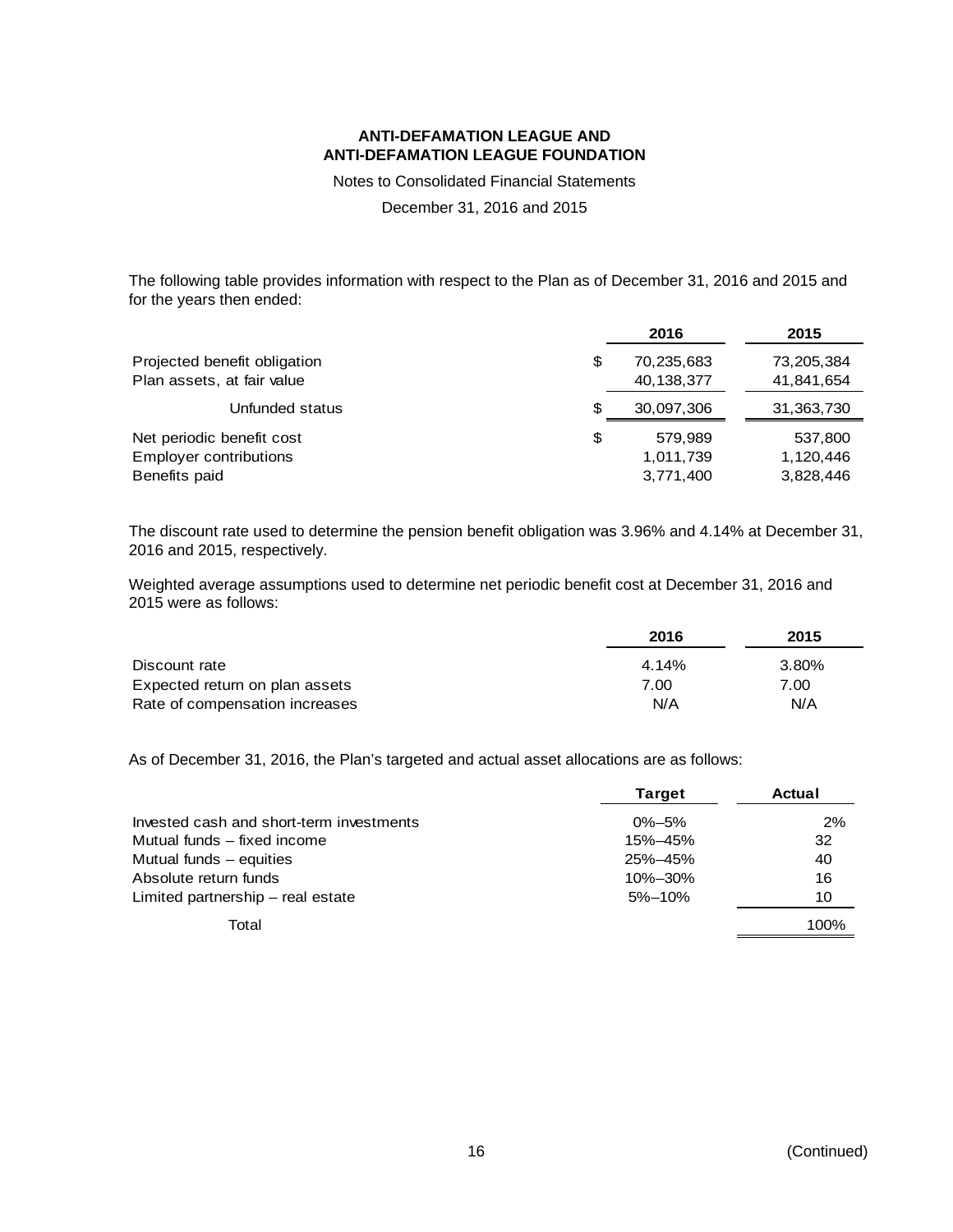The following table provides information with respect to the Plan as of December 31, 2016 and 2015 and for the years then ended:

| | 2016 | 2015 |
|---|---|---|
| Projected benefit obligation | $ 70,235,683 | 73,205,384 |
| Plan assets, at fair value | 40,138,377 | 41,841,654 |
| Unfunded status | $ 30,097,306 | 31,363,730 |
| Net periodic benefit cost | $ 579,989 | 537,800 |
| Employer contributions | 1,011,739 | 1,120,446 |
| Benefits paid | 3,771,400 | 3,828,446 |

The discount rate used to determine the pension benefit obligation was 3.96% and 4.14% at December 31, 2016 and 2015, respectively.

Weighted average assumptions used to determine net periodic benefit cost at December 31, 2016 and 2015 were as follows:

| | 2016 | 2015 |
|---|---|---|
| Discount rate | 4.14% | 3.80% |
| Expected return on plan assets | 7.00 | 7.00 |
| Rate of compensation increases | N/A | N/A |

As of December 31, 2016, the Plan's targeted and actual asset allocations are as follows:

| | Target | Actual |
|---|---|---|
| Invested cash and short-term investments | 0%–5% | 2% |
| Mutual funds – fixed income | 15%–45% | 32 |
| Mutual funds – equities | 25%–45% | 40 |
| Absolute return funds | 10%–30% | 16 |
| Limited partnership – real estate | 5%–10% | 10 |
| Total | | 100% |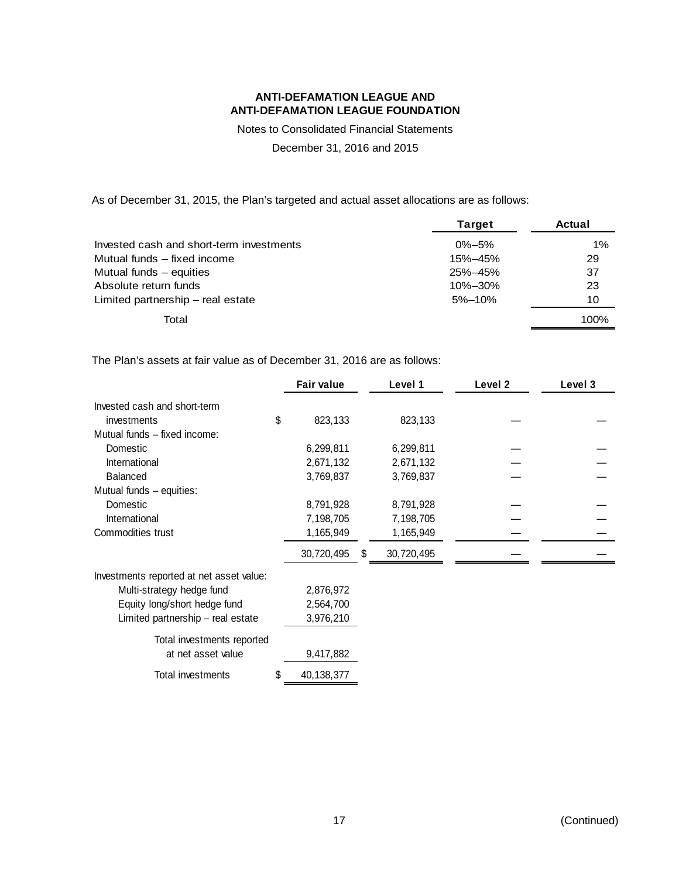**ANTI-DEFAMATION LEAGUE AND ANTI-DEFAMATION LEAGUE FOUNDATION**

Notes to Consolidated Financial Statements

December 31, 2016 and 2015

As of December 31, 2015, the Plan's targeted and actual asset allocations are as follows:

| | Target | Actual |
|---|---|---|
| Invested cash and short-term investments | 0%–5% | 1% |
| Mutual funds – fixed income | 15%–45% | 29 |
| Mutual funds – equities | 25%–45% | 37 |
| Absolute return funds | 10%–30% | 23 |
| Limited partnership – real estate | 5%–10% | 10 |
| Total | | 100% |

The Plan's assets at fair value as of December 31, 2016 are as follows:

| | Fair value | Level 1 | Level 2 | Level 3 |
|---|---|---|---|---|
| Invested cash and short-term investments | $ 823,133 | 823,133 | — | — |
| Mutual funds – fixed income: | | | | |
| Domestic | 6,299,811 | 6,299,811 | — | — |
| International | 2,671,132 | 2,671,132 | — | — |
| Balanced | 3,769,837 | 3,769,837 | — | — |
| Mutual funds – equities: | | | | |
| Domestic | 8,791,928 | 8,791,928 | — | — |
| International | 7,198,705 | 7,198,705 | — | — |
| Commodities trust | 1,165,949 | 1,165,949 | — | — |
| | 30,720,495 | $ 30,720,495 | — | — |
| Investments reported at net asset value: | | | | |
| Multi-strategy hedge fund | 2,876,972 | | | |
| Equity long/short hedge fund | 2,564,700 | | | |
| Limited partnership – real estate | 3,976,210 | | | |
| Total investments reported at net asset value | 9,417,882 | | | |
| Total investments | $ 40,138,377 | | | |

(Continued)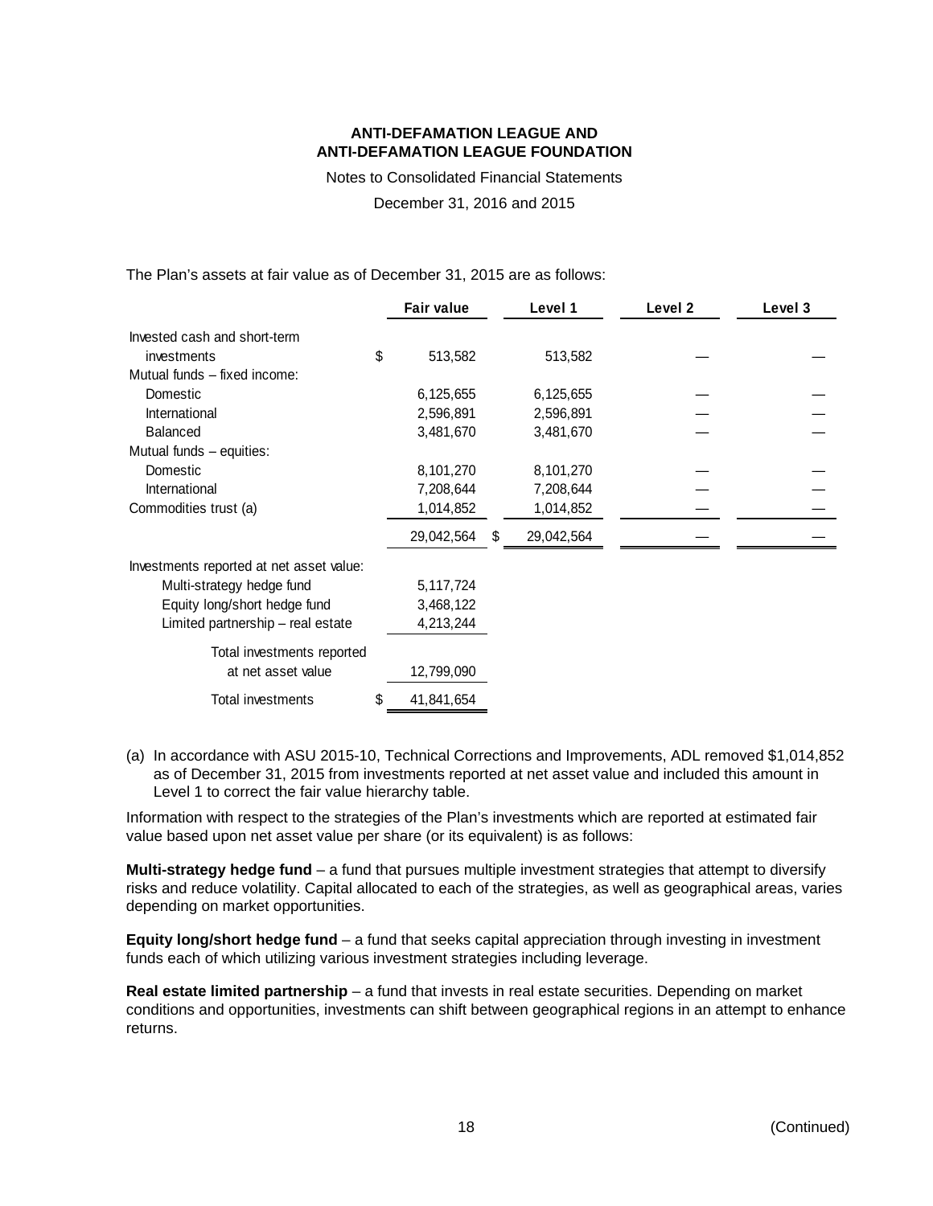The Plan's assets at fair value as of December 31, 2015 are as follows:

| | Fair value | Level 1 | Level 2 | Level 3 |
|---|---|---|---|---|
| Invested cash and short-term investments | $ 513,582 | 513,582 | — | — |
| Mutual funds – fixed income: | | | | |
| Domestic | 6,125,655 | 6,125,655 | — | — |
| International | 2,596,891 | 2,596,891 | — | — |
| Balanced | 3,481,670 | 3,481,670 | — | — |
| Mutual funds – equities: | | | | |
| Domestic | 8,101,270 | 8,101,270 | — | — |
| International | 7,208,644 | 7,208,644 | — | — |
| Commodities trust (a) | 1,014,852 | 1,014,852 | — | — |
| | 29,042,564 | $ 29,042,564 | — | — |
| Investments reported at net asset value: | | | | |
| Multi-strategy hedge fund | 5,117,724 | | | |
| Equity long/short hedge fund | 3,468,122 | | | |
| Limited partnership – real estate | 4,213,244 | | | |
| Total investments reported at net asset value | 12,799,090 | | | |
| Total investments | $ 41,841,654 | | | |

(a) In accordance with ASU 2015-10, Technical Corrections and Improvements, ADL removed $1,014,852 as of December 31, 2015 from investments reported at net asset value and included this amount in Level 1 to correct the fair value hierarchy table.

Information with respect to the strategies of the Plan's investments which are reported at estimated fair value based upon net asset value per share (or its equivalent) is as follows:

**Multi-strategy hedge fund** – a fund that pursues multiple investment strategies that attempt to diversify risks and reduce volatility. Capital allocated to each of the strategies, as well as geographical areas, varies depending on market opportunities.

**Equity long/short hedge fund** – a fund that seeks capital appreciation through investing in investment funds each of which utilizing various investment strategies including leverage.

**Real estate limited partnership** – a fund that invests in real estate securities. Depending on market conditions and opportunities, investments can shift between geographical regions in an attempt to enhance returns.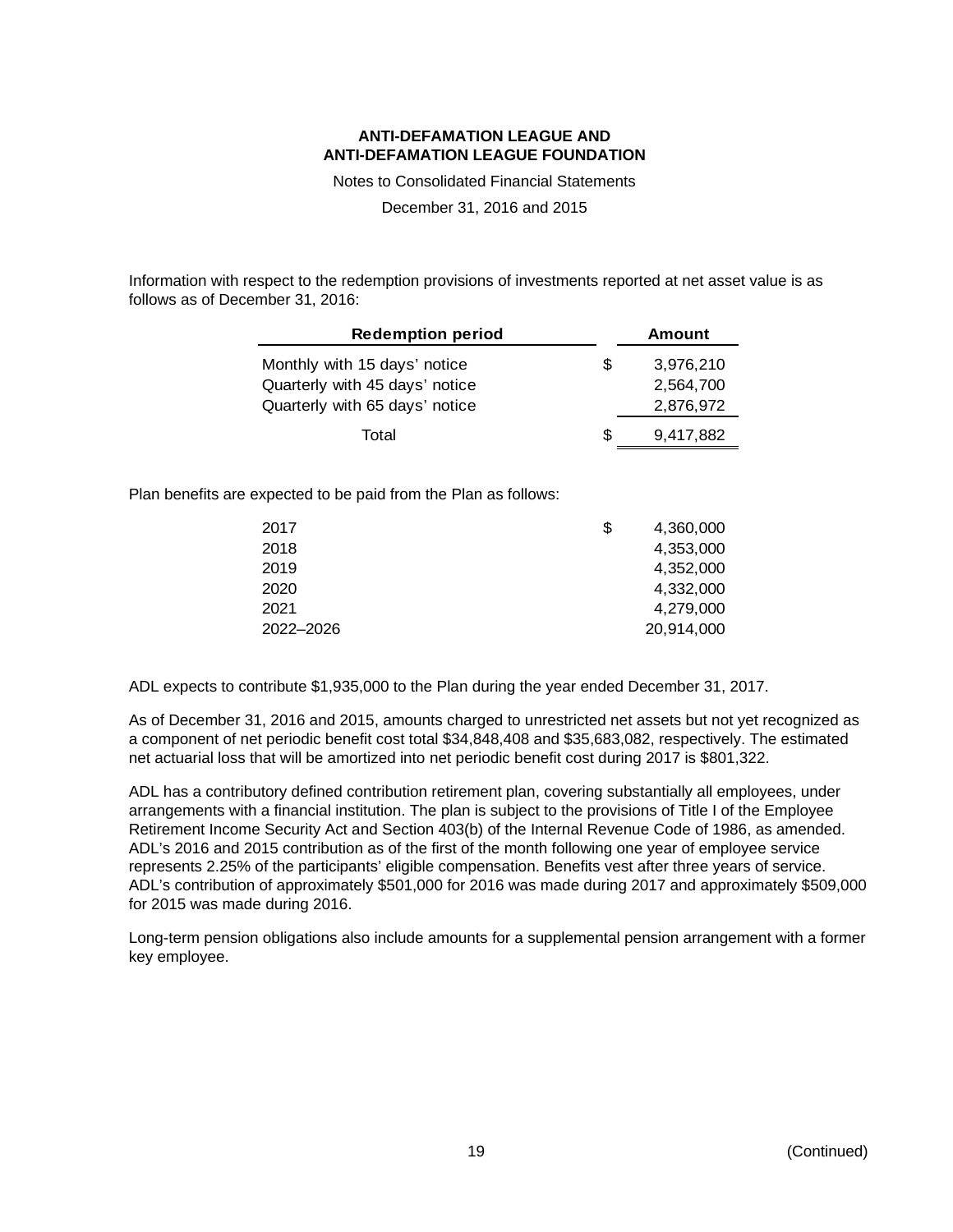Information with respect to the redemption provisions of investments reported at net asset value is as follows as of December 31, 2016:

| Redemption period | Amount |
|---|---|
| Monthly with 15 days' notice | $ 3,976,210 |
| Quarterly with 45 days' notice | 2,564,700 |
| Quarterly with 65 days' notice | 2,876,972 |
| Total | $ 9,417,882 |

Plan benefits are expected to be paid from the Plan as follows:

| | |
|---|---|
| 2017 | $ 4,360,000 |
| 2018 | 4,353,000 |
| 2019 | 4,352,000 |
| 2020 | 4,332,000 |
| 2021 | 4,279,000 |
| 2022–2026 | 20,914,000 |

ADL expects to contribute $1,935,000 to the Plan during the year ended December 31, 2017.

As of December 31, 2016 and 2015, amounts charged to unrestricted net assets but not yet recognized as a component of net periodic benefit cost total $34,848,408 and $35,683,082, respectively. The estimated net actuarial loss that will be amortized into net periodic benefit cost during 2017 is $801,322.

ADL has a contributory defined contribution retirement plan, covering substantially all employees, under arrangements with a financial institution. The plan is subject to the provisions of Title I of the Employee Retirement Income Security Act and Section 403(b) of the Internal Revenue Code of 1986, as amended. ADL's 2016 and 2015 contribution as of the first of the month following one year of employee service represents 2.25% of the participants' eligible compensation. Benefits vest after three years of service. ADL's contribution of approximately $501,000 for 2016 was made during 2017 and approximately $509,000 for 2015 was made during 2016.

Long-term pension obligations also include amounts for a supplemental pension arrangement with a former key employee.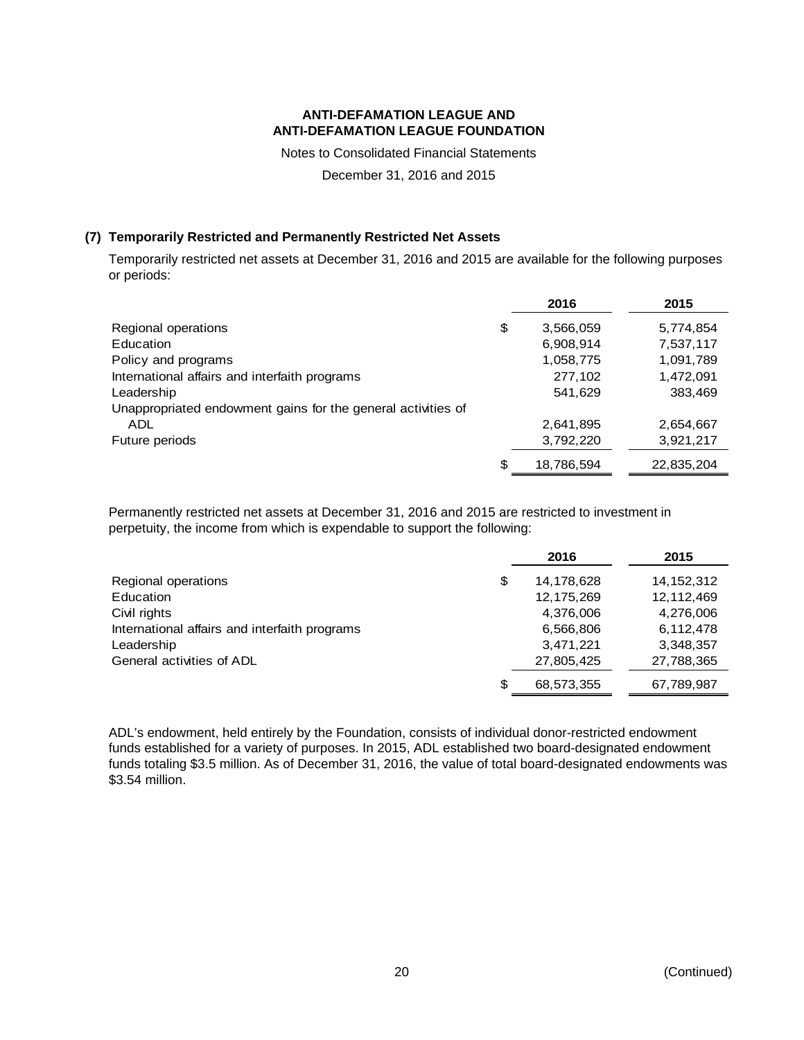**ANTI-DEFAMATION LEAGUE AND**
**ANTI-DEFAMATION LEAGUE FOUNDATION**

Notes to Consolidated Financial Statements

December 31, 2016 and 2015

### (7) Temporarily Restricted and Permanently Restricted Net Assets

Temporarily restricted net assets at December 31, 2016 and 2015 are available for the following purposes or periods:

| | 2016 | 2015 |
|---|---|---|
| Regional operations | $ 3,566,059 | 5,774,854 |
| Education | 6,908,914 | 7,537,117 |
| Policy and programs | 1,058,775 | 1,091,789 |
| International affairs and interfaith programs | 277,102 | 1,472,091 |
| Leadership | 541,629 | 383,469 |
| Unappropriated endowment gains for the general activities of ADL | 2,641,895 | 2,654,667 |
| Future periods | 3,792,220 | 3,921,217 |
| | $ 18,786,594 | 22,835,204 |

Permanently restricted net assets at December 31, 2016 and 2015 are restricted to investment in perpetuity, the income from which is expendable to support the following:

| | 2016 | 2015 |
|---|---|---|
| Regional operations | $ 14,178,628 | 14,152,312 |
| Education | 12,175,269 | 12,112,469 |
| Civil rights | 4,376,006 | 4,276,006 |
| International affairs and interfaith programs | 6,566,806 | 6,112,478 |
| Leadership | 3,471,221 | 3,348,357 |
| General activities of ADL | 27,805,425 | 27,788,365 |
| | $ 68,573,355 | 67,789,987 |

ADL's endowment, held entirely by the Foundation, consists of individual donor-restricted endowment funds established for a variety of purposes. In 2015, ADL established two board-designated endowment funds totaling $3.5 million. As of December 31, 2016, the value of total board-designated endowments was $3.54 million.

(Continued)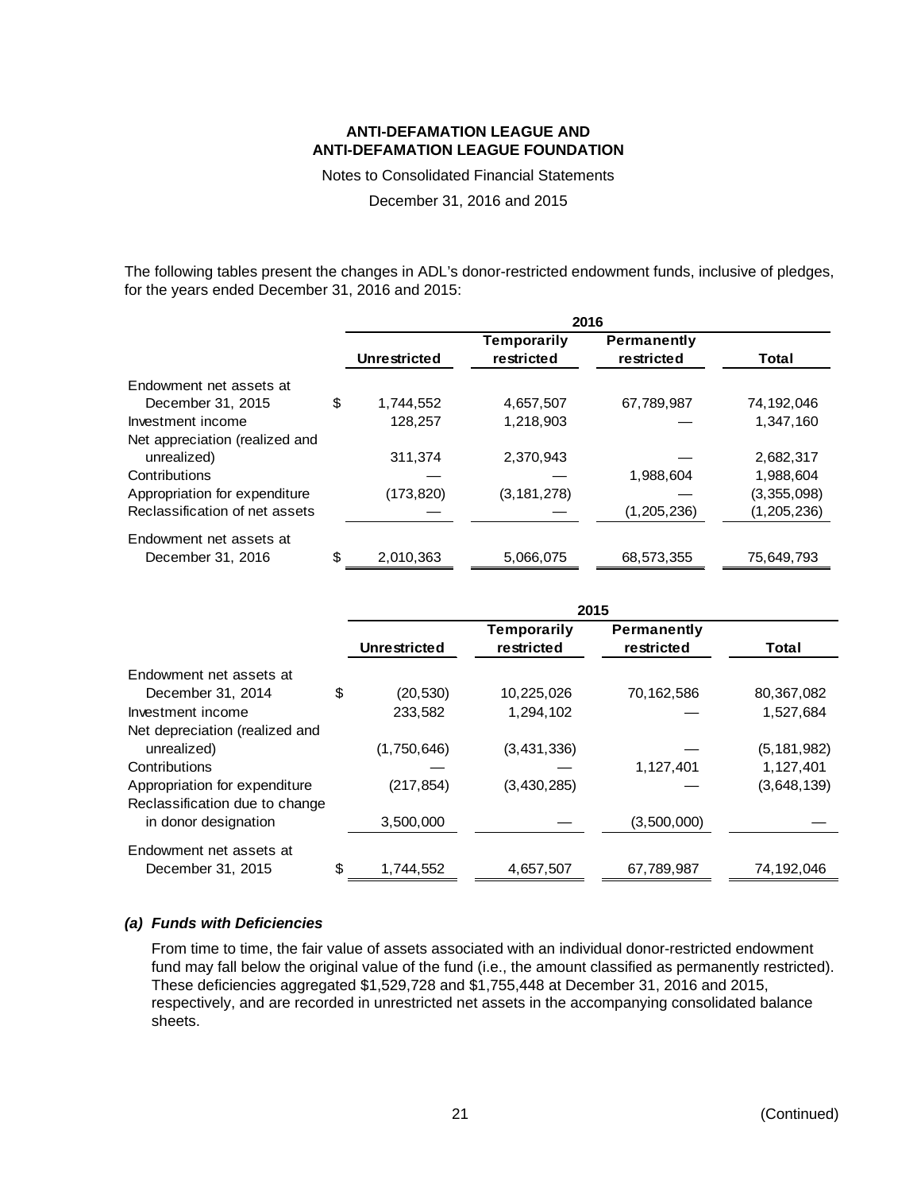The following tables present the changes in ADL's donor-restricted endowment funds, inclusive of pledges, for the years ended December 31, 2016 and 2015:

| | 2016 | | | |
|---|---|---|---|---|
| | **Unrestricted** | **Temporarily restricted** | **Permanently restricted** | **Total** |
| Endowment net assets at December 31, 2015 | $ 1,744,552 | 4,657,507 | 67,789,987 | 74,192,046 |
| Investment income | 128,257 | 1,218,903 | — | 1,347,160 |
| Net appreciation (realized and unrealized) | 311,374 | 2,370,943 | — | 2,682,317 |
| Contributions | — | — | 1,988,604 | 1,988,604 |
| Appropriation for expenditure | (173,820) | (3,181,278) | — | (3,355,098) |
| Reclassification of net assets | — | — | (1,205,236) | (1,205,236) |
| Endowment net assets at December 31, 2016 | $ 2,010,363 | 5,066,075 | 68,573,355 | 75,649,793 |

| | 2015 | | | |
|---|---|---|---|---|
| | **Unrestricted** | **Temporarily restricted** | **Permanently restricted** | **Total** |
| Endowment net assets at December 31, 2014 | $ (20,530) | 10,225,026 | 70,162,586 | 80,367,082 |
| Investment income | 233,582 | 1,294,102 | — | 1,527,684 |
| Net depreciation (realized and unrealized) | (1,750,646) | (3,431,336) | — | (5,181,982) |
| Contributions | — | — | 1,127,401 | 1,127,401 |
| Appropriation for expenditure | (217,854) | (3,430,285) | — | (3,648,139) |
| Reclassification due to change in donor designation | 3,500,000 | — | (3,500,000) | — |
| Endowment net assets at December 31, 2015 | $ 1,744,552 | 4,657,507 | 67,789,987 | 74,192,046 |

***(a) Funds with Deficiencies***

From time to time, the fair value of assets associated with an individual donor-restricted endowment fund may fall below the original value of the fund (i.e., the amount classified as permanently restricted). These deficiencies aggregated $1,529,728 and $1,755,448 at December 31, 2016 and 2015, respectively, and are recorded in unrestricted net assets in the accompanying consolidated balance sheets.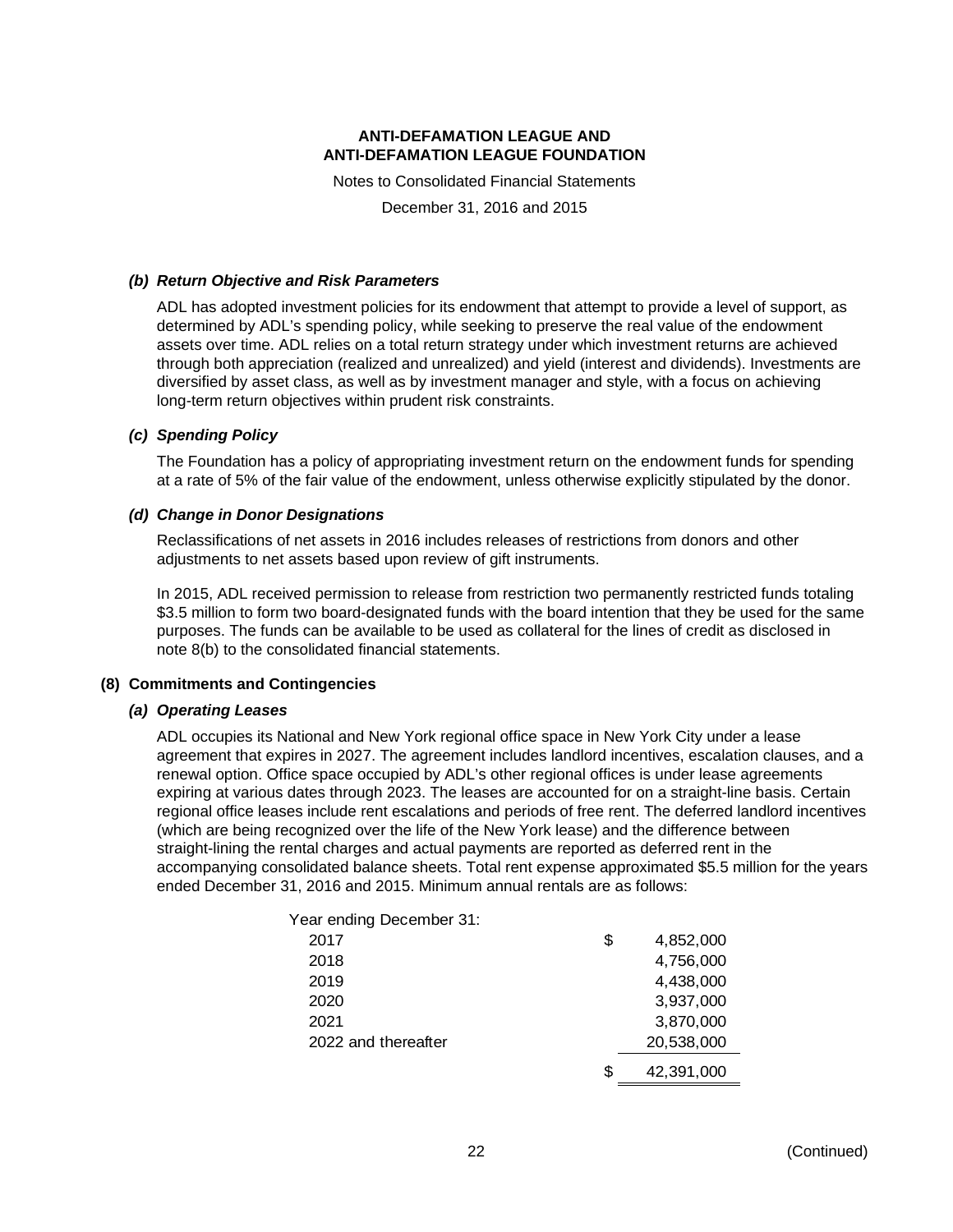#### *(b) Return Objective and Risk Parameters*

ADL has adopted investment policies for its endowment that attempt to provide a level of support, as determined by ADL's spending policy, while seeking to preserve the real value of the endowment assets over time. ADL relies on a total return strategy under which investment returns are achieved through both appreciation (realized and unrealized) and yield (interest and dividends). Investments are diversified by asset class, as well as by investment manager and style, with a focus on achieving long-term return objectives within prudent risk constraints.

#### *(c) Spending Policy*

The Foundation has a policy of appropriating investment return on the endowment funds for spending at a rate of 5% of the fair value of the endowment, unless otherwise explicitly stipulated by the donor.

#### *(d) Change in Donor Designations*

Reclassifications of net assets in 2016 includes releases of restrictions from donors and other adjustments to net assets based upon review of gift instruments.

In 2015, ADL received permission to release from restriction two permanently restricted funds totaling $3.5 million to form two board-designated funds with the board intention that they be used for the same purposes. The funds can be available to be used as collateral for the lines of credit as disclosed in note 8(b) to the consolidated financial statements.

### (8) Commitments and Contingencies

#### *(a) Operating Leases*

ADL occupies its National and New York regional office space in New York City under a lease agreement that expires in 2027. The agreement includes landlord incentives, escalation clauses, and a renewal option. Office space occupied by ADL's other regional offices is under lease agreements expiring at various dates through 2023. The leases are accounted for on a straight-line basis. Certain regional office leases include rent escalations and periods of free rent. The deferred landlord incentives (which are being recognized over the life of the New York lease) and the difference between straight-lining the rental charges and actual payments are reported as deferred rent in the accompanying consolidated balance sheets. Total rent expense approximated $5.5 million for the years ended December 31, 2016 and 2015. Minimum annual rentals are as follows:

| Year ending December 31: | |
|---|---|
| 2017 | $ 4,852,000 |
| 2018 | 4,756,000 |
| 2019 | 4,438,000 |
| 2020 | 3,937,000 |
| 2021 | 3,870,000 |
| 2022 and thereafter | 20,538,000 |
| | $ 42,391,000 |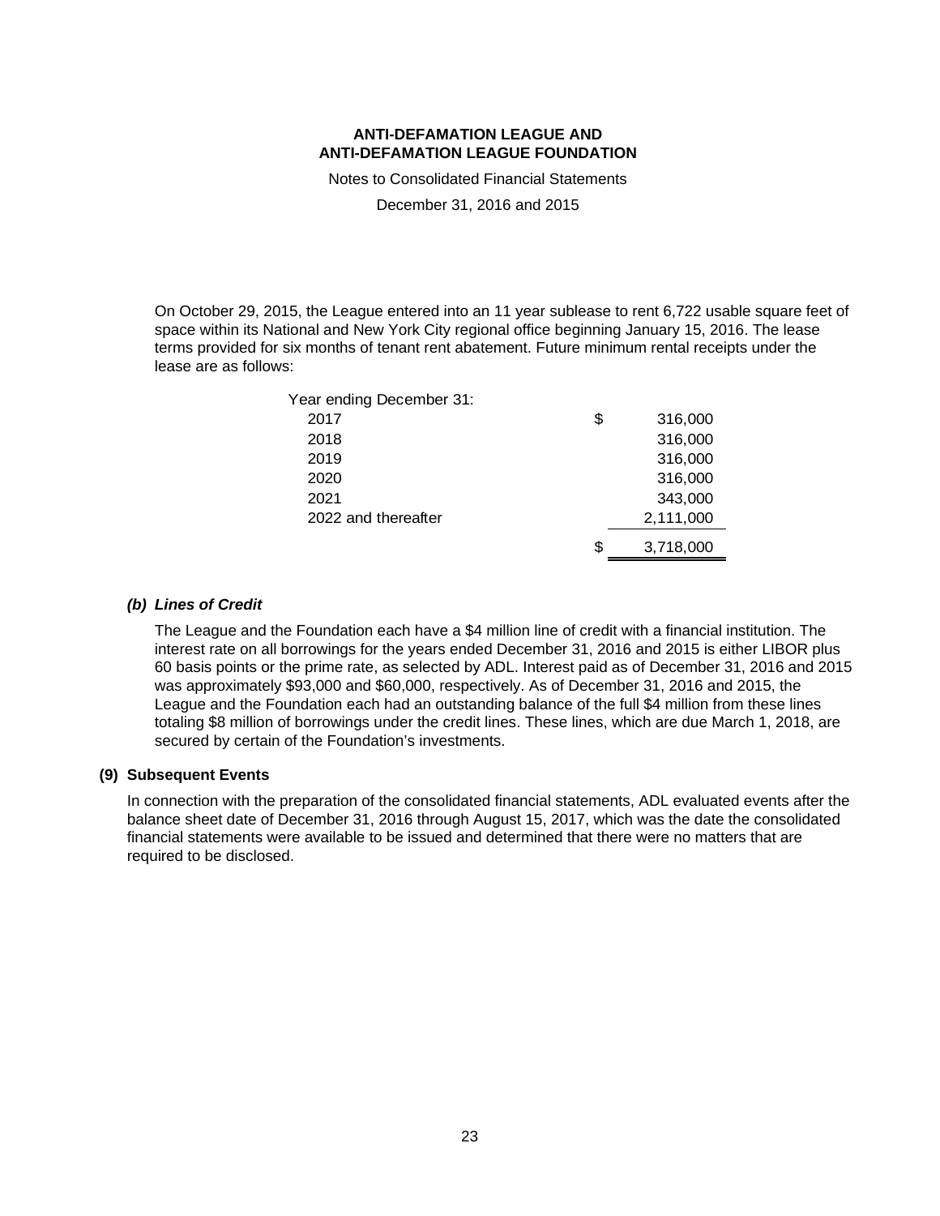On October 29, 2015, the League entered into an 11 year sublease to rent 6,722 usable square feet of space within its National and New York City regional office beginning January 15, 2016. The lease terms provided for six months of tenant rent abatement. Future minimum rental receipts under the lease are as follows:

| Year ending December 31: | | |
|---|---|---|
| 2017 | $ | 316,000 |
| 2018 | | 316,000 |
| 2019 | | 316,000 |
| 2020 | | 316,000 |
| 2021 | | 343,000 |
| 2022 and thereafter | | 2,111,000 |
| | $ | 3,718,000 |

### *(b) Lines of Credit*

The League and the Foundation each have a $4 million line of credit with a financial institution. The interest rate on all borrowings for the years ended December 31, 2016 and 2015 is either LIBOR plus 60 basis points or the prime rate, as selected by ADL. Interest paid as of December 31, 2016 and 2015 was approximately $93,000 and $60,000, respectively. As of December 31, 2016 and 2015, the League and the Foundation each had an outstanding balance of the full $4 million from these lines totaling $8 million of borrowings under the credit lines. These lines, which are due March 1, 2018, are secured by certain of the Foundation's investments.

## (9) Subsequent Events

In connection with the preparation of the consolidated financial statements, ADL evaluated events after the balance sheet date of December 31, 2016 through August 15, 2017, which was the date the consolidated financial statements were available to be issued and determined that there were no matters that are required to be disclosed.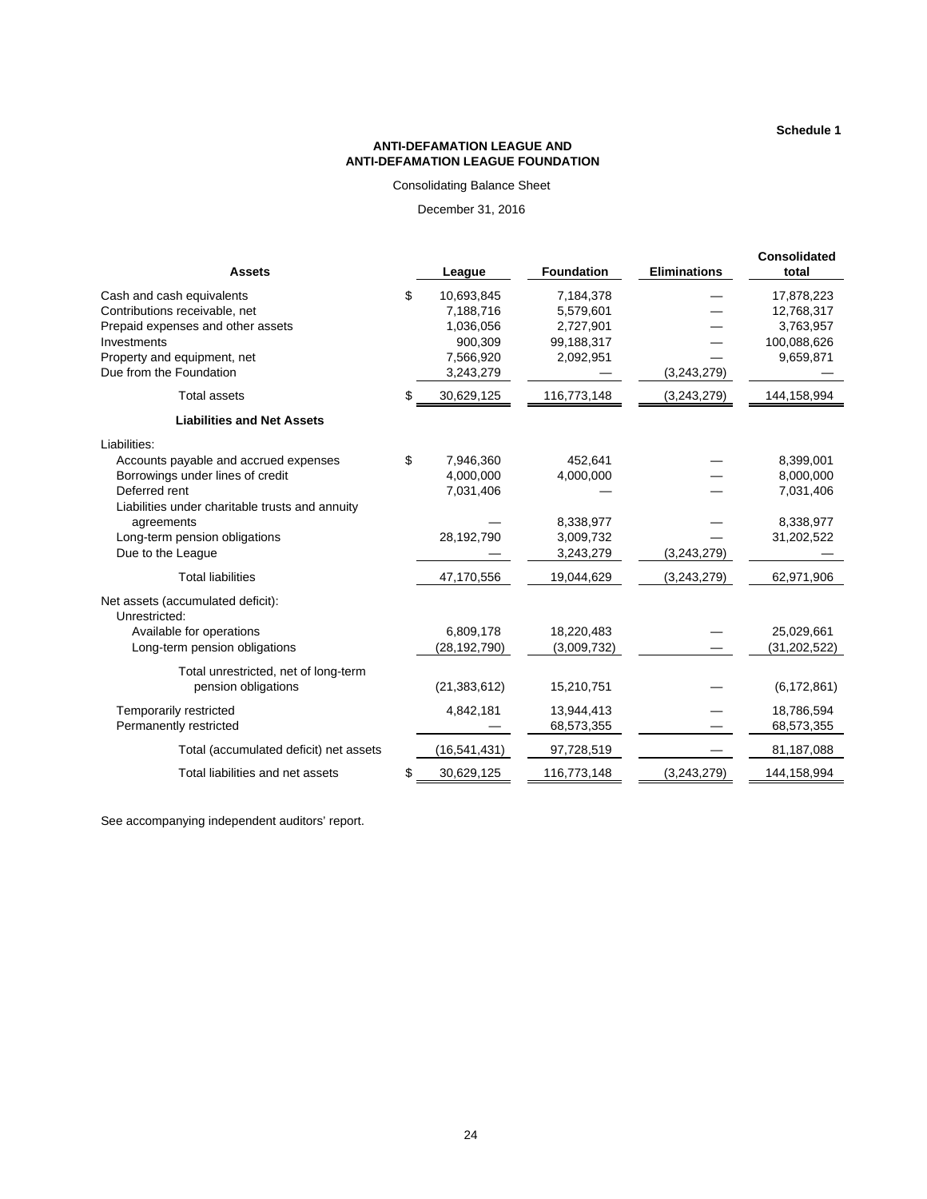**Schedule 1**

**ANTI-DEFAMATION LEAGUE AND**
**ANTI-DEFAMATION LEAGUE FOUNDATION**

Consolidating Balance Sheet

December 31, 2016

| **Assets** | **League** | **Foundation** | **Eliminations** | **Consolidated total** |
|---|---|---|---|---|
| Cash and cash equivalents | $ 10,693,845 | 7,184,378 | — | 17,878,223 |
| Contributions receivable, net | 7,188,716 | 5,579,601 | — | 12,768,317 |
| Prepaid expenses and other assets | 1,036,056 | 2,727,901 | — | 3,763,957 |
| Investments | 900,309 | 99,188,317 | — | 100,088,626 |
| Property and equipment, net | 7,566,920 | 2,092,951 | — | 9,659,871 |
| Due from the Foundation | 3,243,279 | — | (3,243,279) | — |
| Total assets | $ 30,629,125 | 116,773,148 | (3,243,279) | 144,158,994 |
| **Liabilities and Net Assets** | | | | |
| Liabilities: | | | | |
| Accounts payable and accrued expenses | $ 7,946,360 | 452,641 | — | 8,399,001 |
| Borrowings under lines of credit | 4,000,000 | 4,000,000 | — | 8,000,000 |
| Deferred rent | 7,031,406 | — | — | 7,031,406 |
| Liabilities under charitable trusts and annuity agreements | — | 8,338,977 | — | 8,338,977 |
| Long-term pension obligations | 28,192,790 | 3,009,732 | — | 31,202,522 |
| Due to the League | — | 3,243,279 | (3,243,279) | — |
| Total liabilities | 47,170,556 | 19,044,629 | (3,243,279) | 62,971,906 |
| Net assets (accumulated deficit): | | | | |
| Unrestricted: | | | | |
| Available for operations | 6,809,178 | 18,220,483 | — | 25,029,661 |
| Long-term pension obligations | (28,192,790) | (3,009,732) | — | (31,202,522) |
| Total unrestricted, net of long-term pension obligations | (21,383,612) | 15,210,751 | — | (6,172,861) |
| Temporarily restricted | 4,842,181 | 13,944,413 | — | 18,786,594 |
| Permanently restricted | — | 68,573,355 | — | 68,573,355 |
| Total (accumulated deficit) net assets | (16,541,431) | 97,728,519 | — | 81,187,088 |
| Total liabilities and net assets | $ 30,629,125 | 116,773,148 | (3,243,279) | 144,158,994 |

See accompanying independent auditors' report.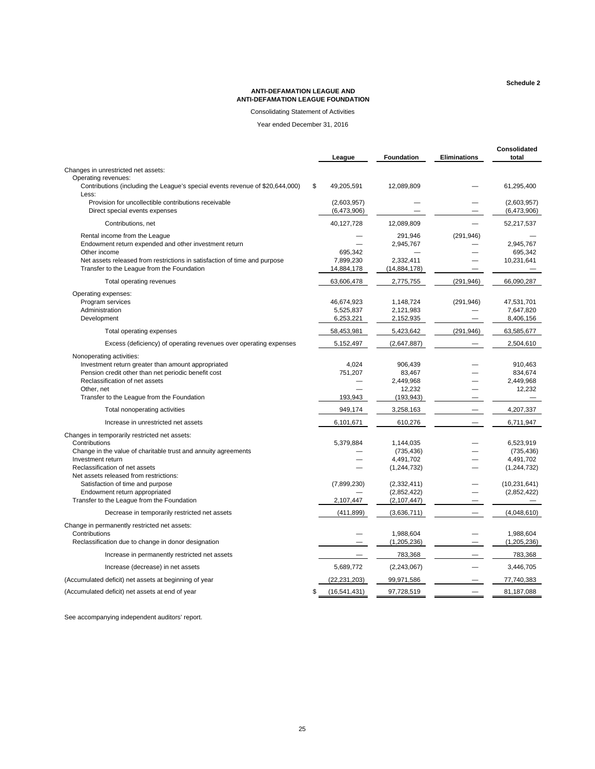Schedule 2

**ANTI-DEFAMATION LEAGUE AND**
**ANTI-DEFAMATION LEAGUE FOUNDATION**

Consolidating Statement of Activities

Year ended December 31, 2016

| | League | Foundation | Eliminations | Consolidated total |
|---|---|---|---|---|
| Changes in unrestricted net assets: | | | | |
| Operating revenues: | | | | |
| Contributions (including the League's special events revenue of $20,644,000) | $ 49,205,591 | 12,089,809 | — | 61,295,400 |
| Less: | | | | |
| Provision for uncollectible contributions receivable | (2,603,957) | — | — | (2,603,957) |
| Direct special events expenses | (6,473,906) | — | — | (6,473,906) |
| Contributions, net | 40,127,728 | 12,089,809 | — | 52,217,537 |
| Rental income from the League | — | 291,946 | (291,946) | — |
| Endowment return expended and other investment return | — | 2,945,767 | — | 2,945,767 |
| Other income | 695,342 | — | — | 695,342 |
| Net assets released from restrictions in satisfaction of time and purpose | 7,899,230 | 2,332,411 | — | 10,231,641 |
| Transfer to the League from the Foundation | 14,884,178 | (14,884,178) | — | — |
| Total operating revenues | 63,606,478 | 2,775,755 | (291,946) | 66,090,287 |
| Operating expenses: | | | | |
| Program services | 46,674,923 | 1,148,724 | (291,946) | 47,531,701 |
| Administration | 5,525,837 | 2,121,983 | — | 7,647,820 |
| Development | 6,253,221 | 2,152,935 | — | 8,406,156 |
| Total operating expenses | 58,453,981 | 5,423,642 | (291,946) | 63,585,677 |
| Excess (deficiency) of operating revenues over operating expenses | 5,152,497 | (2,647,887) | — | 2,504,610 |
| Nonoperating activities: | | | | |
| Investment return greater than amount appropriated | 4,024 | 906,439 | — | 910,463 |
| Pension credit other than net periodic benefit cost | 751,207 | 83,467 | — | 834,674 |
| Reclassification of net assets | — | 2,449,968 | — | 2,449,968 |
| Other, net | — | 12,232 | — | 12,232 |
| Transfer to the League from the Foundation | 193,943 | (193,943) | — | — |
| Total nonoperating activities | 949,174 | 3,258,163 | — | 4,207,337 |
| Increase in unrestricted net assets | 6,101,671 | 610,276 | — | 6,711,947 |
| Changes in temporarily restricted net assets: | | | | |
| Contributions | 5,379,884 | 1,144,035 | — | 6,523,919 |
| Change in the value of charitable trust and annuity agreements | — | (735,436) | — | (735,436) |
| Investment return | — | 4,491,702 | — | 4,491,702 |
| Reclassification of net assets | — | (1,244,732) | — | (1,244,732) |
| Net assets released from restrictions: | | | | |
| Satisfaction of time and purpose | (7,899,230) | (2,332,411) | — | (10,231,641) |
| Endowment return appropriated | — | (2,852,422) | — | (2,852,422) |
| Transfer to the League from the Foundation | 2,107,447 | (2,107,447) | — | — |
| Decrease in temporarily restricted net assets | (411,899) | (3,636,711) | — | (4,048,610) |
| Change in permanently restricted net assets: | | | | |
| Contributions | — | 1,988,604 | — | 1,988,604 |
| Reclassification due to change in donor designation | — | (1,205,236) | — | (1,205,236) |
| Increase in permanently restricted net assets | — | 783,368 | — | 783,368 |
| Increase (decrease) in net assets | 5,689,772 | (2,243,067) | — | 3,446,705 |
| (Accumulated deficit) net assets at beginning of year | (22,231,203) | 99,971,586 | — | 77,740,383 |
| (Accumulated deficit) net assets at end of year | $ (16,541,431) | 97,728,519 | — | 81,187,088 |

See accompanying independent auditors' report.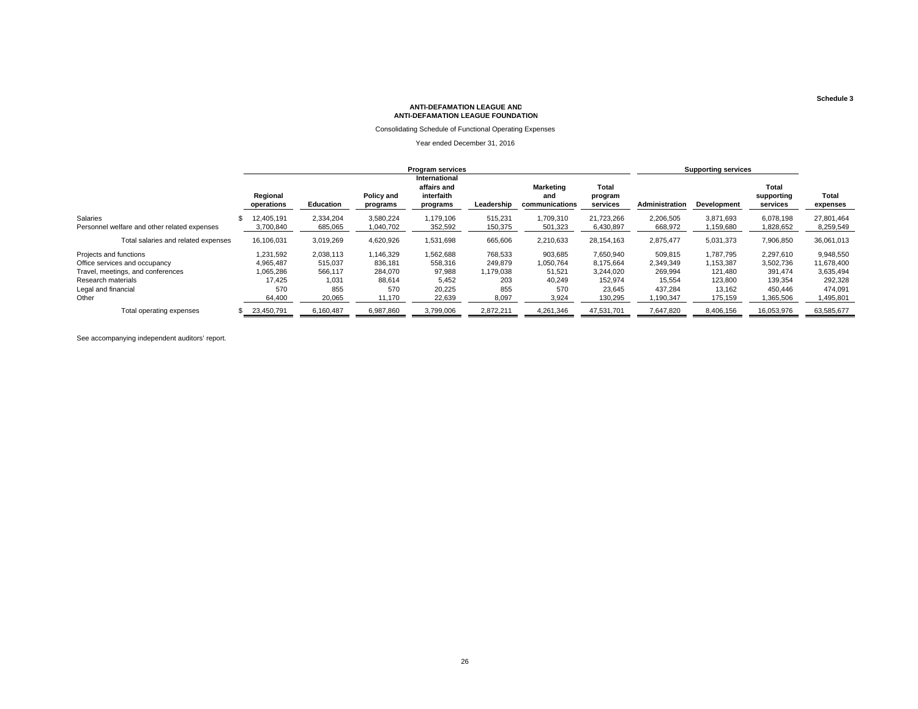Schedule 3

**ANTI-DEFAMATION LEAGUE AND**
**ANTI-DEFAMATION LEAGUE FOUNDATION**

Consolidating Schedule of Functional Operating Expenses

Year ended December 31, 2016

| | Program services | | | | | | | Supporting services | | | |
|---|---|---|---|---|---|---|---|---|---|---|---|
| | Regional operations | Education | Policy and programs | International affairs and interfaith programs | Leadership | Marketing and communications | Total program services | Administration | Development | Total supporting services | Total expenses |
| Salaries | $ 12,405,191 | 2,334,204 | 3,580,224 | 1,179,106 | 515,231 | 1,709,310 | 21,723,266 | 2,206,505 | 3,871,693 | 6,078,198 | 27,801,464 |
| Personnel welfare and other related expenses | 3,700,840 | 685,065 | 1,040,702 | 352,592 | 150,375 | 501,323 | 6,430,897 | 668,972 | 1,159,680 | 1,828,652 | 8,259,549 |
| Total salaries and related expenses | 16,106,031 | 3,019,269 | 4,620,926 | 1,531,698 | 665,606 | 2,210,633 | 28,154,163 | 2,875,477 | 5,031,373 | 7,906,850 | 36,061,013 |
| Projects and functions | 1,231,592 | 2,038,113 | 1,146,329 | 1,562,688 | 768,533 | 903,685 | 7,650,940 | 509,815 | 1,787,795 | 2,297,610 | 9,948,550 |
| Office services and occupancy | 4,965,487 | 515,037 | 836,181 | 558,316 | 249,879 | 1,050,764 | 8,175,664 | 2,349,349 | 1,153,387 | 3,502,736 | 11,678,400 |
| Travel, meetings, and conferences | 1,065,286 | 566,117 | 284,070 | 97,988 | 1,179,038 | 51,521 | 3,244,020 | 269,994 | 121,480 | 391,474 | 3,635,494 |
| Research materials | 17,425 | 1,031 | 88,614 | 5,452 | 203 | 40,249 | 152,974 | 15,554 | 123,800 | 139,354 | 292,328 |
| Legal and financial | 570 | 855 | 570 | 20,225 | 855 | 570 | 23,645 | 437,284 | 13,162 | 450,446 | 474,091 |
| Other | 64,400 | 20,065 | 11,170 | 22,639 | 8,097 | 3,924 | 130,295 | 1,190,347 | 175,159 | 1,365,506 | 1,495,801 |
| Total operating expenses | $ 23,450,791 | 6,160,487 | 6,987,860 | 3,799,006 | 2,872,211 | 4,261,346 | 47,531,701 | 7,647,820 | 8,406,156 | 16,053,976 | 63,585,677 |

See accompanying independent auditors' report.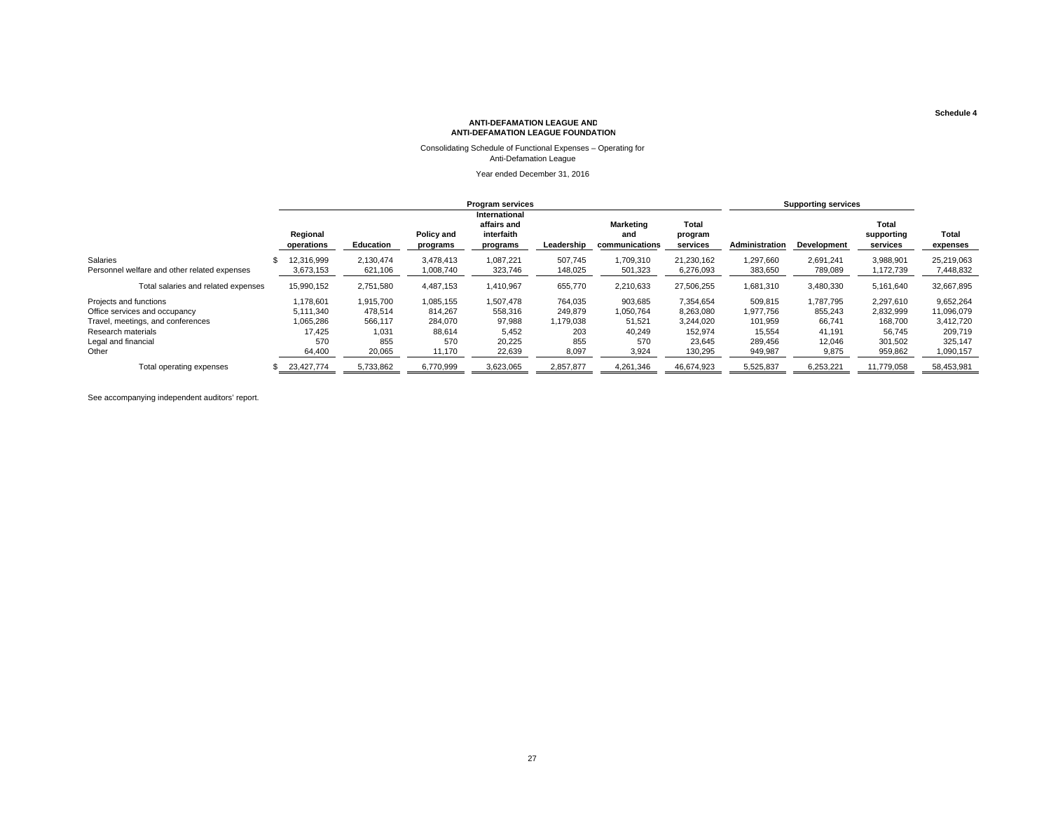Schedule 4

**ANTI-DEFAMATION LEAGUE AND**
**ANTI-DEFAMATION LEAGUE FOUNDATION**

Consolidating Schedule of Functional Expenses – Operating for Anti-Defamation League

Year ended December 31, 2016

| | Program services | | | | | | | Supporting services | | | |
|---|---|---|---|---|---|---|---|---|---|---|---|
| | Regional operations | Education | Policy and programs | International affairs and interfaith programs | Leadership | Marketing and communications | Total program services | Administration | Development | Total supporting services | Total expenses |
| Salaries | $ 12,316,999 | 2,130,474 | 3,478,413 | 1,087,221 | 507,745 | 1,709,310 | 21,230,162 | 1,297,660 | 2,691,241 | 3,988,901 | 25,219,063 |
| Personnel welfare and other related expenses | 3,673,153 | 621,106 | 1,008,740 | 323,746 | 148,025 | 501,323 | 6,276,093 | 383,650 | 789,089 | 1,172,739 | 7,448,832 |
| Total salaries and related expenses | 15,990,152 | 2,751,580 | 4,487,153 | 1,410,967 | 655,770 | 2,210,633 | 27,506,255 | 1,681,310 | 3,480,330 | 5,161,640 | 32,667,895 |
| Projects and functions | 1,178,601 | 1,915,700 | 1,085,155 | 1,507,478 | 764,035 | 903,685 | 7,354,654 | 509,815 | 1,787,795 | 2,297,610 | 9,652,264 |
| Office services and occupancy | 5,111,340 | 478,514 | 814,267 | 558,316 | 249,879 | 1,050,764 | 8,263,080 | 1,977,756 | 855,243 | 2,832,999 | 11,096,079 |
| Travel, meetings, and conferences | 1,065,286 | 566,117 | 284,070 | 97,988 | 1,179,038 | 51,521 | 3,244,020 | 101,959 | 66,741 | 168,700 | 3,412,720 |
| Research materials | 17,425 | 1,031 | 88,614 | 5,452 | 203 | 40,249 | 152,974 | 15,554 | 41,191 | 56,745 | 209,719 |
| Legal and financial | 570 | 855 | 570 | 20,225 | 855 | 570 | 23,645 | 289,456 | 12,046 | 301,502 | 325,147 |
| Other | 64,400 | 20,065 | 11,170 | 22,639 | 8,097 | 3,924 | 130,295 | 949,987 | 9,875 | 959,862 | 1,090,157 |
| Total operating expenses | $ 23,427,774 | 5,733,862 | 6,770,999 | 3,623,065 | 2,857,877 | 4,261,346 | 46,674,923 | 5,525,837 | 6,253,221 | 11,779,058 | 58,453,981 |

See accompanying independent auditors' report.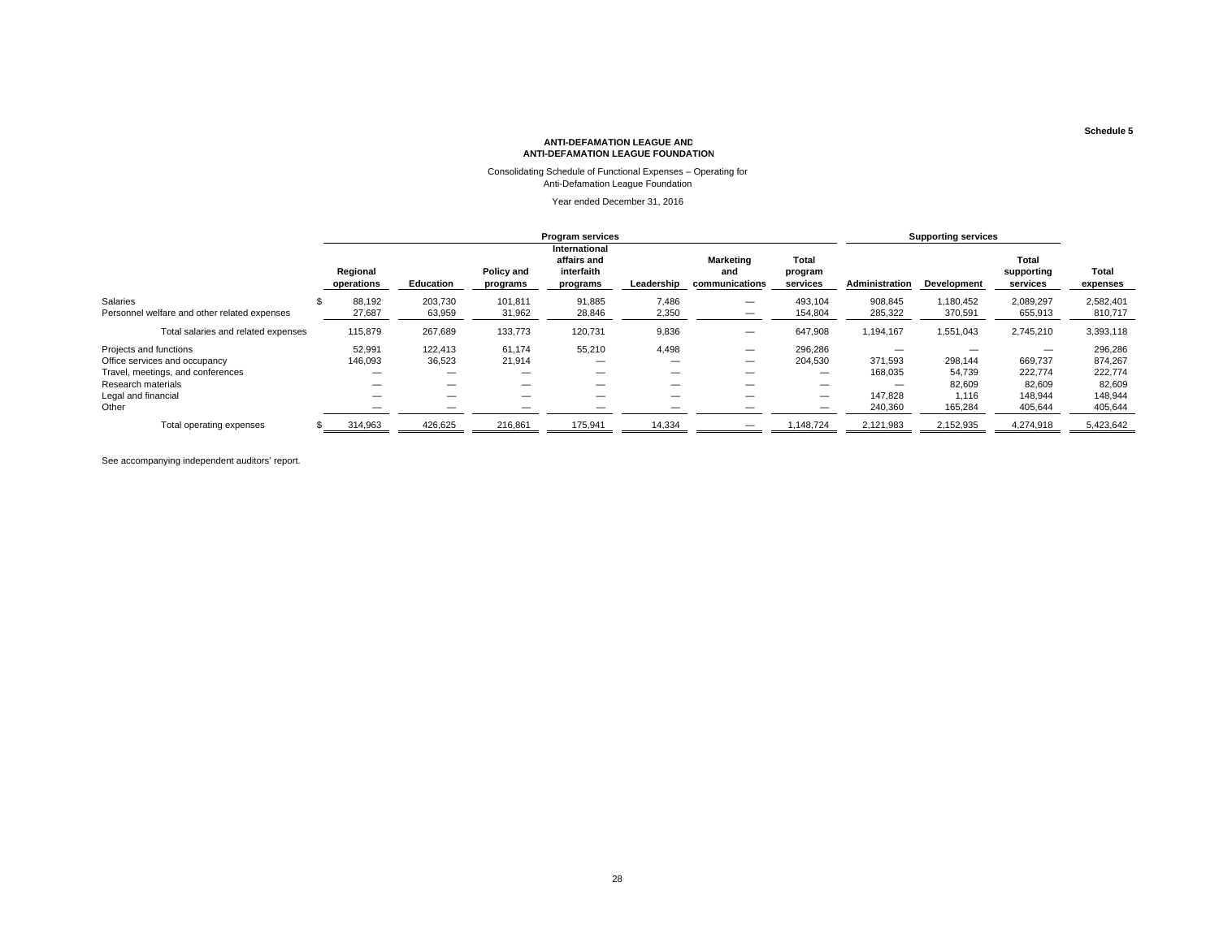Schedule 5

**ANTI-DEFAMATION LEAGUE AND**
**ANTI-DEFAMATION LEAGUE FOUNDATION**

Consolidating Schedule of Functional Expenses – Operating for
Anti-Defamation League Foundation

Year ended December 31, 2016

| | Program services | | | | | | | Supporting services | | | |
|---|---|---|---|---|---|---|---|---|---|---|---|
| | Regional operations | Education | Policy and programs | International affairs and interfaith programs | Leadership | Marketing and communications | Total program services | Administration | Development | Total supporting services | Total expenses |
| Salaries | $ 88,192 | 203,730 | 101,811 | 91,885 | 7,486 | — | 493,104 | 908,845 | 1,180,452 | 2,089,297 | 2,582,401 |
| Personnel welfare and other related expenses | 27,687 | 63,959 | 31,962 | 28,846 | 2,350 | — | 154,804 | 285,322 | 370,591 | 655,913 | 810,717 |
| Total salaries and related expenses | 115,879 | 267,689 | 133,773 | 120,731 | 9,836 | — | 647,908 | 1,194,167 | 1,551,043 | 2,745,210 | 3,393,118 |
| Projects and functions | 52,991 | 122,413 | 61,174 | 55,210 | 4,498 | — | 296,286 | — | — | — | 296,286 |
| Office services and occupancy | 146,093 | 36,523 | 21,914 | — | — | — | 204,530 | 371,593 | 298,144 | 669,737 | 874,267 |
| Travel, meetings, and conferences | — | — | — | — | — | — | — | 168,035 | 54,739 | 222,774 | 222,774 |
| Research materials | — | — | — | — | — | — | — | — | 82,609 | 82,609 | 82,609 |
| Legal and financial | — | — | — | — | — | — | — | 147,828 | 1,116 | 148,944 | 148,944 |
| Other | — | — | — | — | — | — | — | 240,360 | 165,284 | 405,644 | 405,644 |
| Total operating expenses | $ 314,963 | 426,625 | 216,861 | 175,941 | 14,334 | — | 1,148,724 | 2,121,983 | 2,152,935 | 4,274,918 | 5,423,642 |

See accompanying independent auditors' report.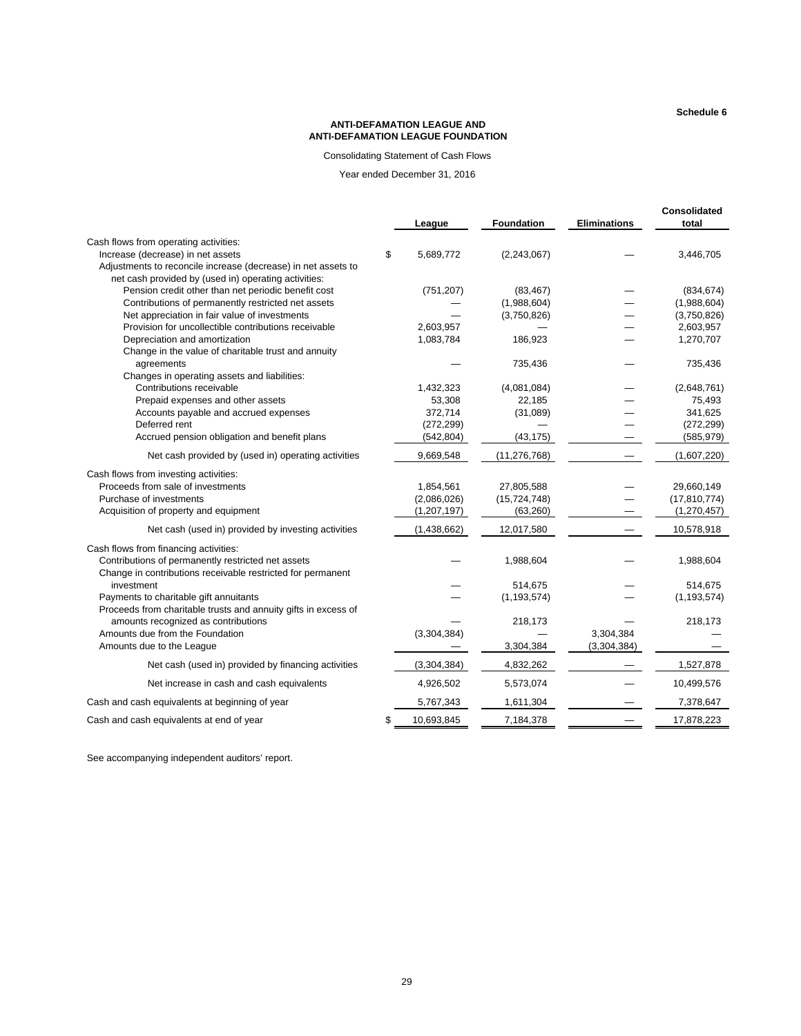Schedule 6

**ANTI-DEFAMATION LEAGUE AND**
**ANTI-DEFAMATION LEAGUE FOUNDATION**

Consolidating Statement of Cash Flows

Year ended December 31, 2016

| | League | Foundation | Eliminations | Consolidated total |
|---|---|---|---|---|
| Cash flows from operating activities: | | | | |
| Increase (decrease) in net assets | $ 5,689,772 | (2,243,067) | — | 3,446,705 |
| Adjustments to reconcile increase (decrease) in net assets to net cash provided by (used in) operating activities: | | | | |
| Pension credit other than net periodic benefit cost | (751,207) | (83,467) | — | (834,674) |
| Contributions of permanently restricted net assets | — | (1,988,604) | — | (1,988,604) |
| Net appreciation in fair value of investments | — | (3,750,826) | — | (3,750,826) |
| Provision for uncollectible contributions receivable | 2,603,957 | — | — | 2,603,957 |
| Depreciation and amortization | 1,083,784 | 186,923 | — | 1,270,707 |
| Change in the value of charitable trust and annuity agreements | — | 735,436 | — | 735,436 |
| Changes in operating assets and liabilities: | | | | |
| Contributions receivable | 1,432,323 | (4,081,084) | — | (2,648,761) |
| Prepaid expenses and other assets | 53,308 | 22,185 | — | 75,493 |
| Accounts payable and accrued expenses | 372,714 | (31,089) | — | 341,625 |
| Deferred rent | (272,299) | — | — | (272,299) |
| Accrued pension obligation and benefit plans | (542,804) | (43,175) | — | (585,979) |
| Net cash provided by (used in) operating activities | 9,669,548 | (11,276,768) | — | (1,607,220) |
| Cash flows from investing activities: | | | | |
| Proceeds from sale of investments | 1,854,561 | 27,805,588 | — | 29,660,149 |
| Purchase of investments | (2,086,026) | (15,724,748) | — | (17,810,774) |
| Acquisition of property and equipment | (1,207,197) | (63,260) | — | (1,270,457) |
| Net cash (used in) provided by investing activities | (1,438,662) | 12,017,580 | — | 10,578,918 |
| Cash flows from financing activities: | | | | |
| Contributions of permanently restricted net assets | — | 1,988,604 | — | 1,988,604 |
| Change in contributions receivable restricted for permanent investment | — | 514,675 | — | 514,675 |
| Payments to charitable gift annuitants | — | (1,193,574) | — | (1,193,574) |
| Proceeds from charitable trusts and annuity gifts in excess of amounts recognized as contributions | — | 218,173 | — | 218,173 |
| Amounts due from the Foundation | (3,304,384) | — | 3,304,384 | — |
| Amounts due to the League | — | 3,304,384 | (3,304,384) | — |
| Net cash (used in) provided by financing activities | (3,304,384) | 4,832,262 | — | 1,527,878 |
| Net increase in cash and cash equivalents | 4,926,502 | 5,573,074 | — | 10,499,576 |
| Cash and cash equivalents at beginning of year | 5,767,343 | 1,611,304 | — | 7,378,647 |
| Cash and cash equivalents at end of year | $ 10,693,845 | 7,184,378 | — | 17,878,223 |

See accompanying independent auditors' report.